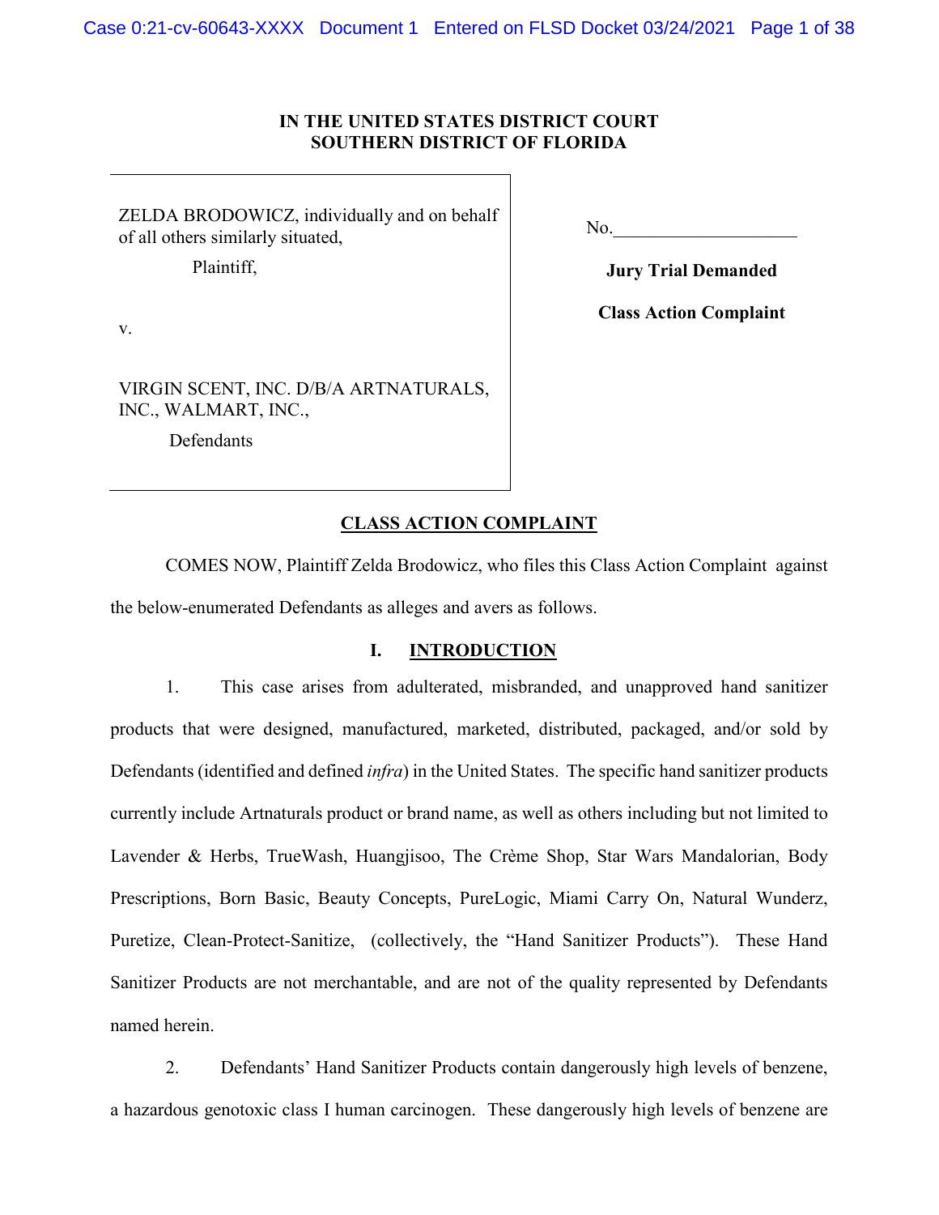**IN THE UNITED STATES DISTRICT COURT**
**SOUTHERN DISTRICT OF FLORIDA**

| | |
|---|---|
| ZELDA BRODOWICZ, individually and on behalf of all others similarly situated, | No.____________________ |
| Plaintiff, | **Jury Trial Demanded** |
| v. | **Class Action Complaint** |
| VIRGIN SCENT, INC. D/B/A ARTNATURALS, INC., WALMART, INC., | |
| Defendants | |

## CLASS ACTION COMPLAINT

COMES NOW, Plaintiff Zelda Brodowicz, who files this Class Action Complaint against the below-enumerated Defendants as alleges and avers as follows.

### I. INTRODUCTION

1. This case arises from adulterated, misbranded, and unapproved hand sanitizer products that were designed, manufactured, marketed, distributed, packaged, and/or sold by Defendants (identified and defined *infra*) in the United States. The specific hand sanitizer products currently include Artnaturals product or brand name, as well as others including but not limited to Lavender & Herbs, TrueWash, Huangjisoo, The Crème Shop, Star Wars Mandalorian, Body Prescriptions, Born Basic, Beauty Concepts, PureLogic, Miami Carry On, Natural Wunderz, Puretize, Clean-Protect-Sanitize, (collectively, the "Hand Sanitizer Products"). These Hand Sanitizer Products are not merchantable, and are not of the quality represented by Defendants named herein.

2. Defendants' Hand Sanitizer Products contain dangerously high levels of benzene, a hazardous genotoxic class I human carcinogen. These dangerously high levels of benzene are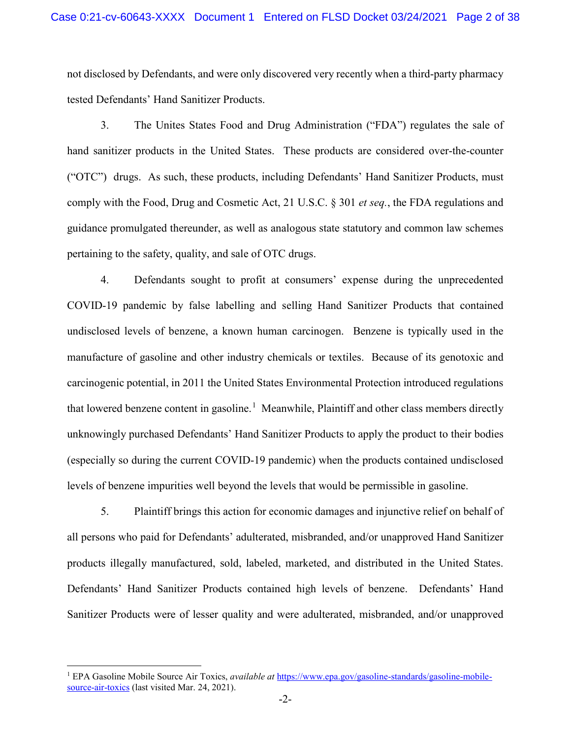not disclosed by Defendants, and were only discovered very recently when a third-party pharmacy tested Defendants' Hand Sanitizer Products.

3. The Unites States Food and Drug Administration ("FDA") regulates the sale of hand sanitizer products in the United States. These products are considered over-the-counter ("OTC") drugs. As such, these products, including Defendants' Hand Sanitizer Products, must comply with the Food, Drug and Cosmetic Act, 21 U.S.C. § 301 *et seq.*, the FDA regulations and guidance promulgated thereunder, as well as analogous state statutory and common law schemes pertaining to the safety, quality, and sale of OTC drugs.

4. Defendants sought to profit at consumers' expense during the unprecedented COVID-19 pandemic by false labelling and selling Hand Sanitizer Products that contained undisclosed levels of benzene, a known human carcinogen. Benzene is typically used in the manufacture of gasoline and other industry chemicals or textiles. Because of its genotoxic and carcinogenic potential, in 2011 the United States Environmental Protection introduced regulations that lowered benzene content in gasoline.[1] Meanwhile, Plaintiff and other class members directly unknowingly purchased Defendants' Hand Sanitizer Products to apply the product to their bodies (especially so during the current COVID-19 pandemic) when the products contained undisclosed levels of benzene impurities well beyond the levels that would be permissible in gasoline.

5. Plaintiff brings this action for economic damages and injunctive relief on behalf of all persons who paid for Defendants' adulterated, misbranded, and/or unapproved Hand Sanitizer products illegally manufactured, sold, labeled, marketed, and distributed in the United States. Defendants' Hand Sanitizer Products contained high levels of benzene. Defendants' Hand Sanitizer Products were of lesser quality and were adulterated, misbranded, and/or unapproved

---

[1] EPA Gasoline Mobile Source Air Toxics, *available at* https://www.epa.gov/gasoline-standards/gasoline-mobile-source-air-toxics (last visited Mar. 24, 2021).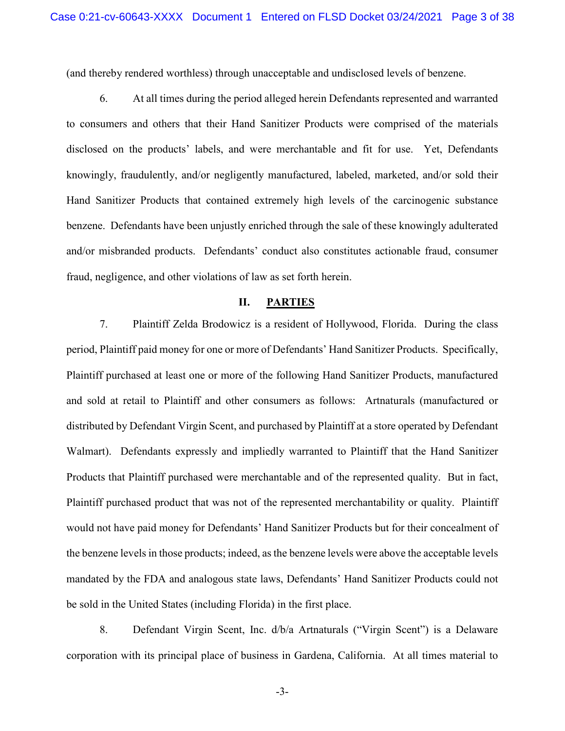(and thereby rendered worthless) through unacceptable and undisclosed levels of benzene.

6. At all times during the period alleged herein Defendants represented and warranted to consumers and others that their Hand Sanitizer Products were comprised of the materials disclosed on the products' labels, and were merchantable and fit for use. Yet, Defendants knowingly, fraudulently, and/or negligently manufactured, labeled, marketed, and/or sold their Hand Sanitizer Products that contained extremely high levels of the carcinogenic substance benzene. Defendants have been unjustly enriched through the sale of these knowingly adulterated and/or misbranded products. Defendants' conduct also constitutes actionable fraud, consumer fraud, negligence, and other violations of law as set forth herein.

## II. PARTIES

7. Plaintiff Zelda Brodowicz is a resident of Hollywood, Florida. During the class period, Plaintiff paid money for one or more of Defendants' Hand Sanitizer Products. Specifically, Plaintiff purchased at least one or more of the following Hand Sanitizer Products, manufactured and sold at retail to Plaintiff and other consumers as follows: Artnaturals (manufactured or distributed by Defendant Virgin Scent, and purchased by Plaintiff at a store operated by Defendant Walmart). Defendants expressly and impliedly warranted to Plaintiff that the Hand Sanitizer Products that Plaintiff purchased were merchantable and of the represented quality. But in fact, Plaintiff purchased product that was not of the represented merchantability or quality. Plaintiff would not have paid money for Defendants' Hand Sanitizer Products but for their concealment of the benzene levels in those products; indeed, as the benzene levels were above the acceptable levels mandated by the FDA and analogous state laws, Defendants' Hand Sanitizer Products could not be sold in the United States (including Florida) in the first place.

8. Defendant Virgin Scent, Inc. d/b/a Artnaturals ("Virgin Scent") is a Delaware corporation with its principal place of business in Gardena, California. At all times material to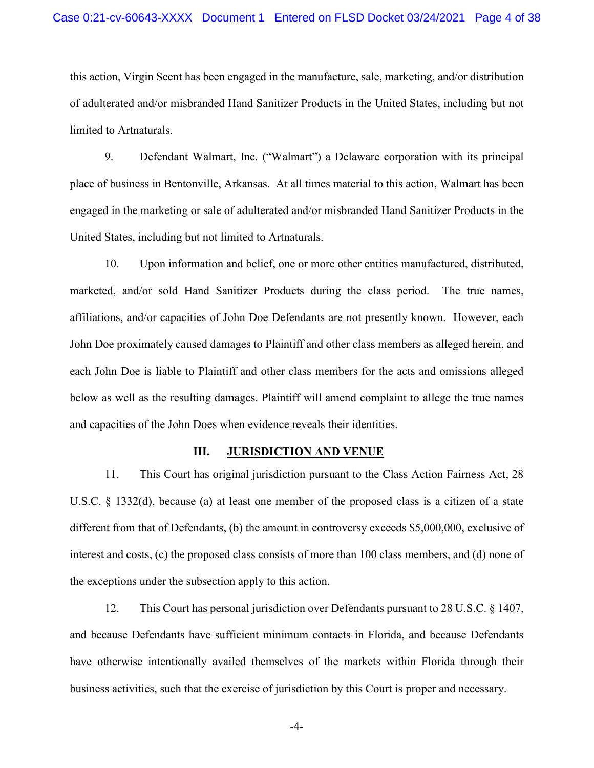this action, Virgin Scent has been engaged in the manufacture, sale, marketing, and/or distribution of adulterated and/or misbranded Hand Sanitizer Products in the United States, including but not limited to Artnaturals.

9. Defendant Walmart, Inc. ("Walmart") a Delaware corporation with its principal place of business in Bentonville, Arkansas. At all times material to this action, Walmart has been engaged in the marketing or sale of adulterated and/or misbranded Hand Sanitizer Products in the United States, including but not limited to Artnaturals.

10. Upon information and belief, one or more other entities manufactured, distributed, marketed, and/or sold Hand Sanitizer Products during the class period. The true names, affiliations, and/or capacities of John Doe Defendants are not presently known. However, each John Doe proximately caused damages to Plaintiff and other class members as alleged herein, and each John Doe is liable to Plaintiff and other class members for the acts and omissions alleged below as well as the resulting damages. Plaintiff will amend complaint to allege the true names and capacities of the John Does when evidence reveals their identities.

## III. JURISDICTION AND VENUE

11. This Court has original jurisdiction pursuant to the Class Action Fairness Act, 28 U.S.C. § 1332(d), because (a) at least one member of the proposed class is a citizen of a state different from that of Defendants, (b) the amount in controversy exceeds $5,000,000, exclusive of interest and costs, (c) the proposed class consists of more than 100 class members, and (d) none of the exceptions under the subsection apply to this action.

12. This Court has personal jurisdiction over Defendants pursuant to 28 U.S.C. § 1407, and because Defendants have sufficient minimum contacts in Florida, and because Defendants have otherwise intentionally availed themselves of the markets within Florida through their business activities, such that the exercise of jurisdiction by this Court is proper and necessary.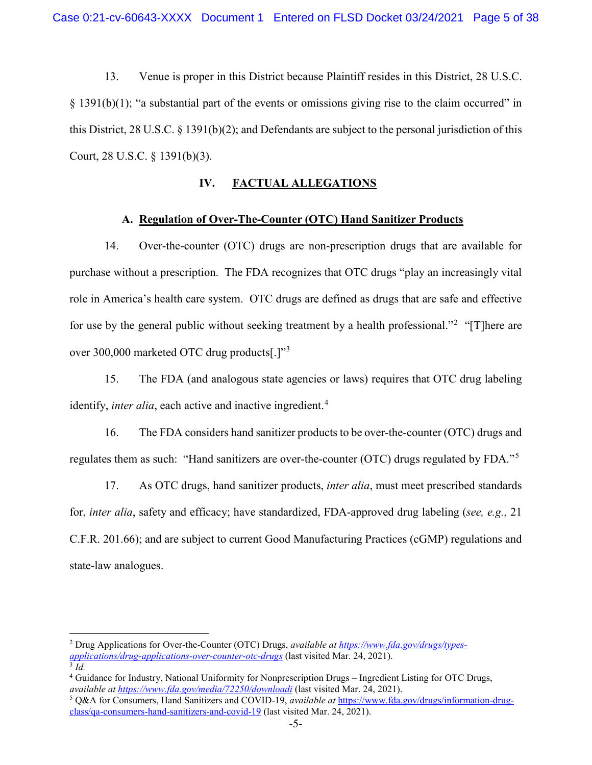13. Venue is proper in this District because Plaintiff resides in this District, 28 U.S.C. § 1391(b)(1); "a substantial part of the events or omissions giving rise to the claim occurred" in this District, 28 U.S.C. § 1391(b)(2); and Defendants are subject to the personal jurisdiction of this Court, 28 U.S.C. § 1391(b)(3).

## IV. FACTUAL ALLEGATIONS

### A. Regulation of Over-The-Counter (OTC) Hand Sanitizer Products

14. Over-the-counter (OTC) drugs are non-prescription drugs that are available for purchase without a prescription. The FDA recognizes that OTC drugs "play an increasingly vital role in America's health care system. OTC drugs are defined as drugs that are safe and effective for use by the general public without seeking treatment by a health professional."[2] "[T]here are over 300,000 marketed OTC drug products[.]"[3]

15. The FDA (and analogous state agencies or laws) requires that OTC drug labeling identify, *inter alia*, each active and inactive ingredient.[4]

16. The FDA considers hand sanitizer products to be over-the-counter (OTC) drugs and regulates them as such: "Hand sanitizers are over-the-counter (OTC) drugs regulated by FDA."[5]

17. As OTC drugs, hand sanitizer products, *inter alia*, must meet prescribed standards for, *inter alia*, safety and efficacy; have standardized, FDA-approved drug labeling (*see, e.g.*, 21 C.F.R. 201.66); and are subject to current Good Manufacturing Practices (cGMP) regulations and state-law analogues.

---

[2] Drug Applications for Over-the-Counter (OTC) Drugs, *available at* https://www.fda.gov/drugs/types-applications/drug-applications-over-counter-otc-drugs (last visited Mar. 24, 2021).

[3] *Id.*

[4] Guidance for Industry, National Uniformity for Nonprescription Drugs – Ingredient Listing for OTC Drugs, *available at* https://www.fda.gov/media/72250/downloadi (last visited Mar. 24, 2021).

[5] Q&A for Consumers, Hand Sanitizers and COVID-19, *available at* https://www.fda.gov/drugs/information-drug-class/qa-consumers-hand-sanitizers-and-covid-19 (last visited Mar. 24, 2021).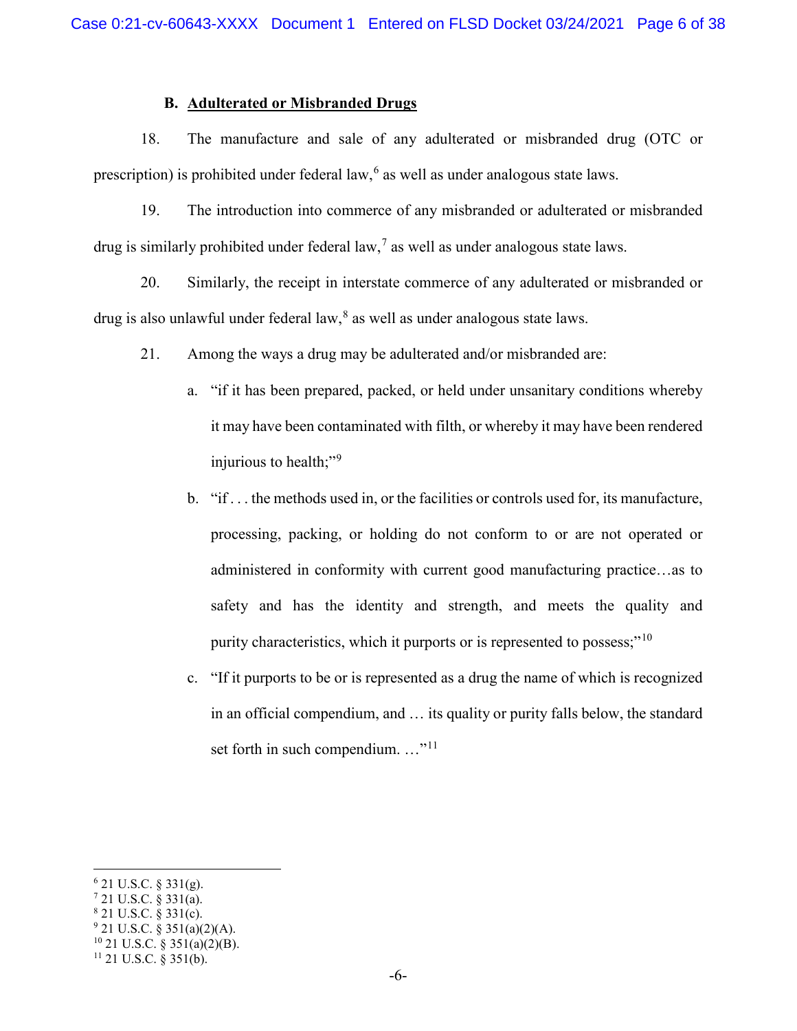### B. Adulterated or Misbranded Drugs

18. The manufacture and sale of any adulterated or misbranded drug (OTC or prescription) is prohibited under federal law,[6] as well as under analogous state laws.

19. The introduction into commerce of any misbranded or adulterated or misbranded drug is similarly prohibited under federal law,[7] as well as under analogous state laws.

20. Similarly, the receipt in interstate commerce of any adulterated or misbranded or drug is also unlawful under federal law,[8] as well as under analogous state laws.

21. Among the ways a drug may be adulterated and/or misbranded are:

a. "if it has been prepared, packed, or held under unsanitary conditions whereby it may have been contaminated with filth, or whereby it may have been rendered injurious to health;"[9]

b. "if . . . the methods used in, or the facilities or controls used for, its manufacture, processing, packing, or holding do not conform to or are not operated or administered in conformity with current good manufacturing practice…as to safety and has the identity and strength, and meets the quality and purity characteristics, which it purports or is represented to possess;"[10]

c. "If it purports to be or is represented as a drug the name of which is recognized in an official compendium, and … its quality or purity falls below, the standard set forth in such compendium. …"[11]

---

[6] 21 U.S.C. § 331(g).
[7] 21 U.S.C. § 331(a).
[8] 21 U.S.C. § 331(c).
[9] 21 U.S.C. § 351(a)(2)(A).
[10] 21 U.S.C. § 351(a)(2)(B).
[11] 21 U.S.C. § 351(b).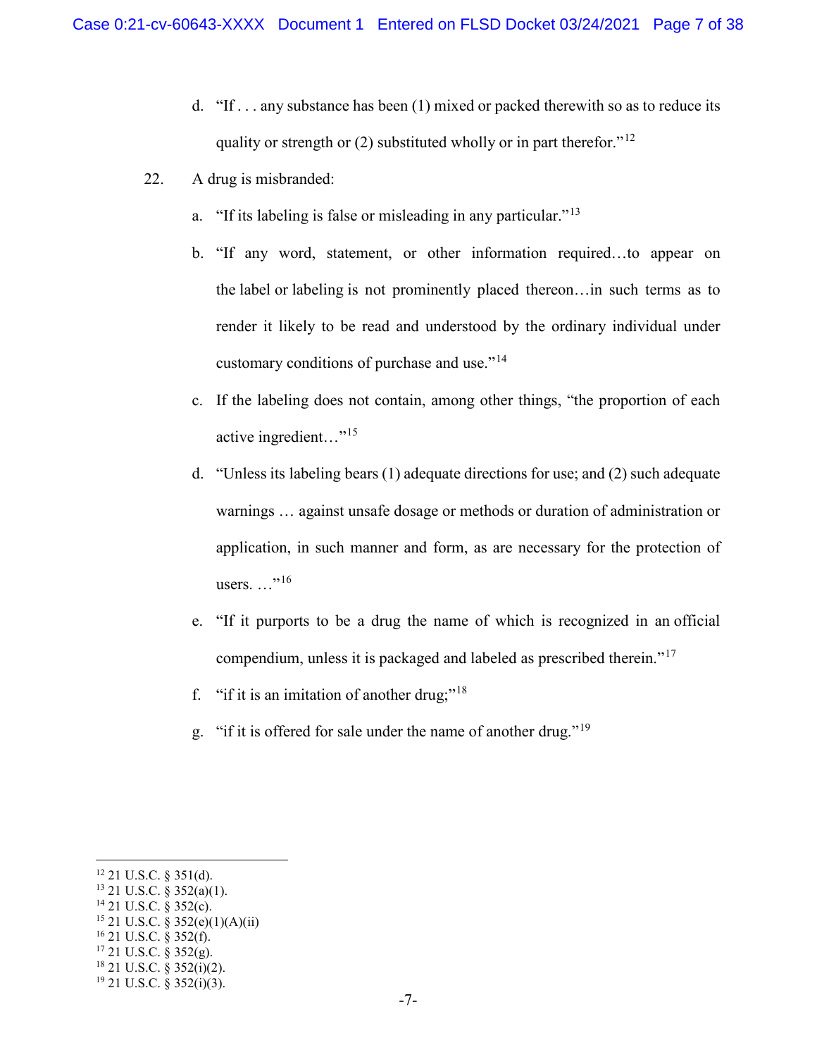d. "If . . . any substance has been (1) mixed or packed therewith so as to reduce its quality or strength or (2) substituted wholly or in part therefor."[12]

22. A drug is misbranded:

a. "If its labeling is false or misleading in any particular."[13]

b. "If any word, statement, or other information required…to appear on the label or labeling is not prominently placed thereon…in such terms as to render it likely to be read and understood by the ordinary individual under customary conditions of purchase and use."[14]

c. If the labeling does not contain, among other things, "the proportion of each active ingredient…"[15]

d. "Unless its labeling bears (1) adequate directions for use; and (2) such adequate warnings … against unsafe dosage or methods or duration of administration or application, in such manner and form, as are necessary for the protection of users. …"[16]

e. "If it purports to be a drug the name of which is recognized in an official compendium, unless it is packaged and labeled as prescribed therein."[17]

f. "if it is an imitation of another drug;"[18]

g. "if it is offered for sale under the name of another drug."[19]

---

[12] 21 U.S.C. § 351(d).

[13] 21 U.S.C. § 352(a)(1).

[14] 21 U.S.C. § 352(c).

[15] 21 U.S.C. § 352(e)(1)(A)(ii)

[16] 21 U.S.C. § 352(f).

[17] 21 U.S.C. § 352(g).

[18] 21 U.S.C. § 352(i)(2).

[19] 21 U.S.C. § 352(i)(3).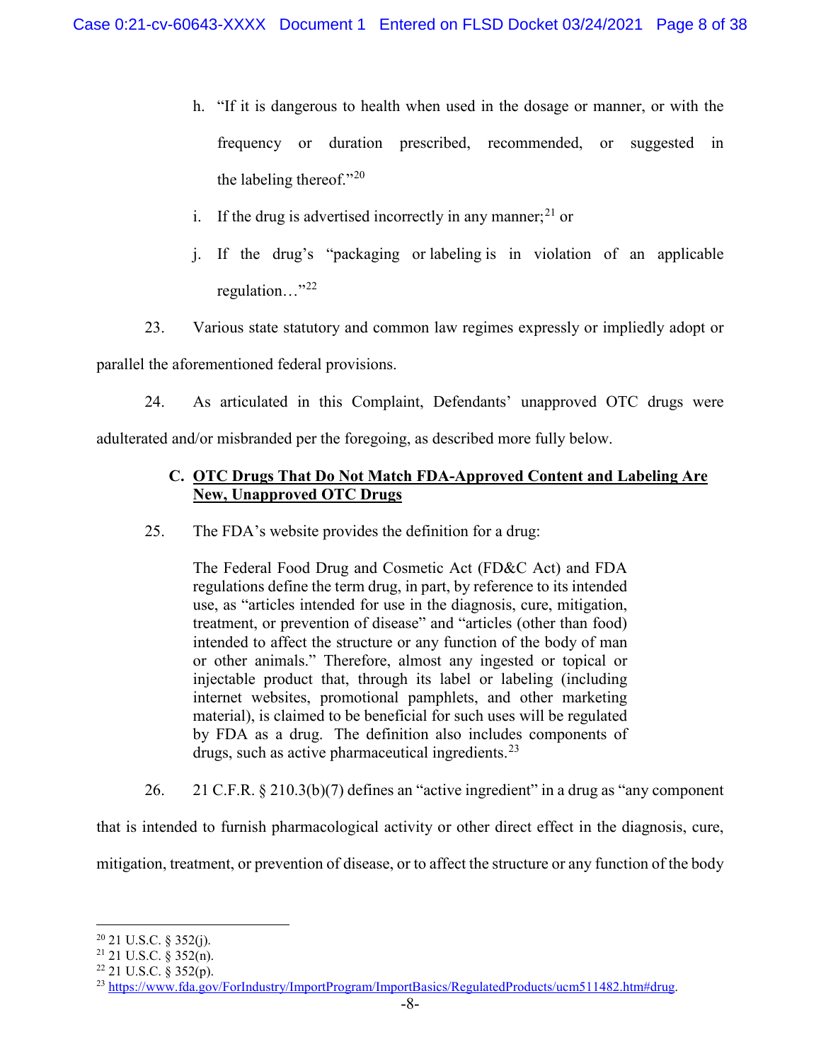h. "If it is dangerous to health when used in the dosage or manner, or with the frequency or duration prescribed, recommended, or suggested in the labeling thereof."[20]

i. If the drug is advertised incorrectly in any manner;[21] or

j. If the drug's "packaging or labeling is in violation of an applicable regulation…"[22]

23. Various state statutory and common law regimes expressly or impliedly adopt or parallel the aforementioned federal provisions.

24. As articulated in this Complaint, Defendants' unapproved OTC drugs were adulterated and/or misbranded per the foregoing, as described more fully below.

### C. <u>OTC Drugs That Do Not Match FDA-Approved Content and Labeling Are New, Unapproved OTC Drugs</u>

25. The FDA's website provides the definition for a drug:

> The Federal Food Drug and Cosmetic Act (FD&C Act) and FDA regulations define the term drug, in part, by reference to its intended use, as "articles intended for use in the diagnosis, cure, mitigation, treatment, or prevention of disease" and "articles (other than food) intended to affect the structure or any function of the body of man or other animals." Therefore, almost any ingested or topical or injectable product that, through its label or labeling (including internet websites, promotional pamphlets, and other marketing material), is claimed to be beneficial for such uses will be regulated by FDA as a drug. The definition also includes components of drugs, such as active pharmaceutical ingredients.[23]

26. 21 C.F.R. § 210.3(b)(7) defines an "active ingredient" in a drug as "any component that is intended to furnish pharmacological activity or other direct effect in the diagnosis, cure, mitigation, treatment, or prevention of disease, or to affect the structure or any function of the body

---

[20] 21 U.S.C. § 352(j).

[21] 21 U.S.C. § 352(n).

[22] 21 U.S.C. § 352(p).

[23] https://www.fda.gov/ForIndustry/ImportProgram/ImportBasics/RegulatedProducts/ucm511482.htm#drug.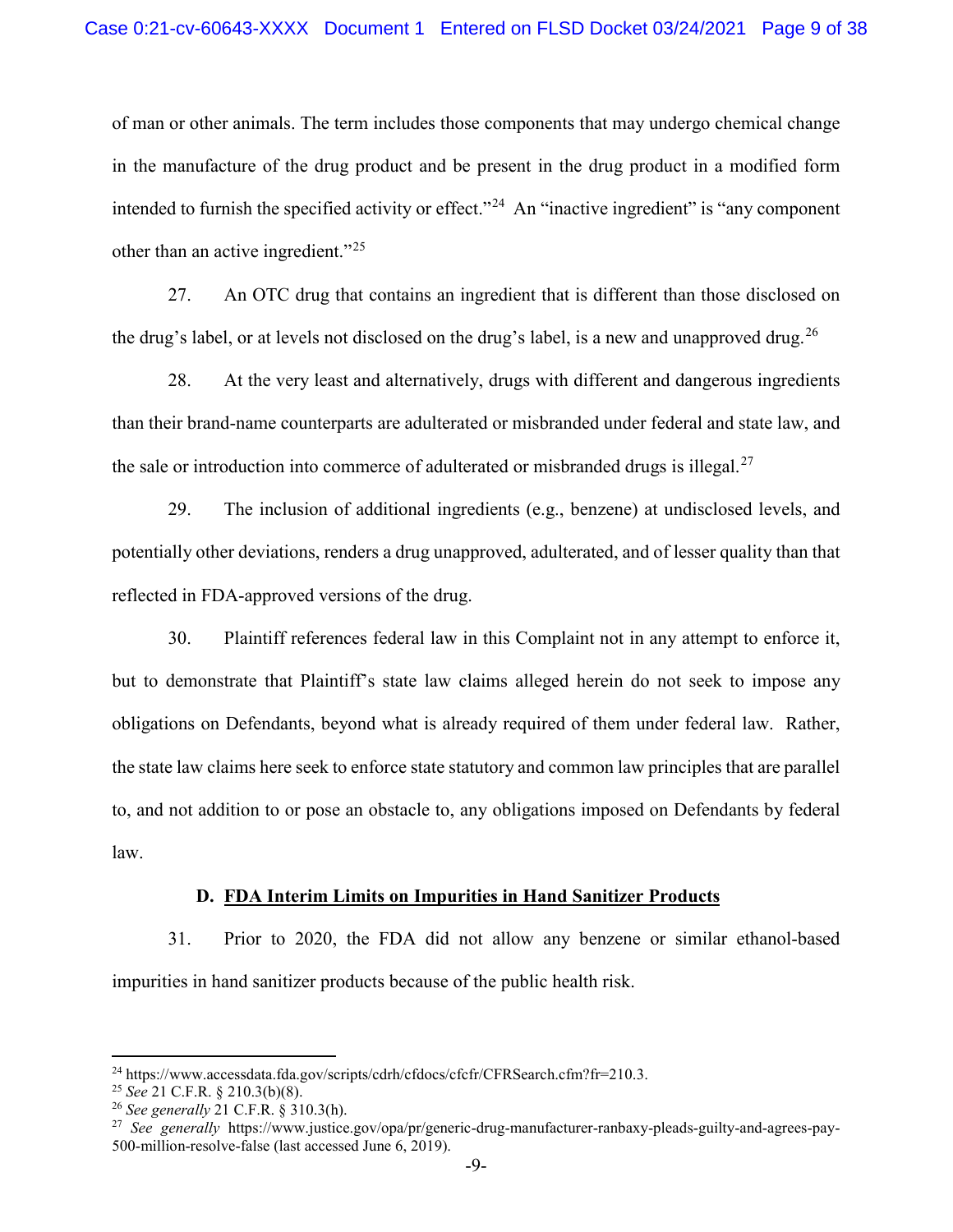of man or other animals. The term includes those components that may undergo chemical change in the manufacture of the drug product and be present in the drug product in a modified form intended to furnish the specified activity or effect."[24] An "inactive ingredient" is "any component other than an active ingredient."[25]

27. An OTC drug that contains an ingredient that is different than those disclosed on the drug's label, or at levels not disclosed on the drug's label, is a new and unapproved drug.[26]

28. At the very least and alternatively, drugs with different and dangerous ingredients than their brand-name counterparts are adulterated or misbranded under federal and state law, and the sale or introduction into commerce of adulterated or misbranded drugs is illegal.[27]

29. The inclusion of additional ingredients (e.g., benzene) at undisclosed levels, and potentially other deviations, renders a drug unapproved, adulterated, and of lesser quality than that reflected in FDA-approved versions of the drug.

30. Plaintiff references federal law in this Complaint not in any attempt to enforce it, but to demonstrate that Plaintiff's state law claims alleged herein do not seek to impose any obligations on Defendants, beyond what is already required of them under federal law. Rather, the state law claims here seek to enforce state statutory and common law principles that are parallel to, and not addition to or pose an obstacle to, any obligations imposed on Defendants by federal law.

### D. <u>FDA Interim Limits on Impurities in Hand Sanitizer Products</u>

31. Prior to 2020, the FDA did not allow any benzene or similar ethanol-based impurities in hand sanitizer products because of the public health risk.

---

[24] https://www.accessdata.fda.gov/scripts/cdrh/cfdocs/cfcfr/CFRSearch.cfm?fr=210.3.

[25] *See* 21 C.F.R. § 210.3(b)(8).

[26] *See generally* 21 C.F.R. § 310.3(h).

[27] *See generally* https://www.justice.gov/opa/pr/generic-drug-manufacturer-ranbaxy-pleads-guilty-and-agrees-pay-500-million-resolve-false (last accessed June 6, 2019).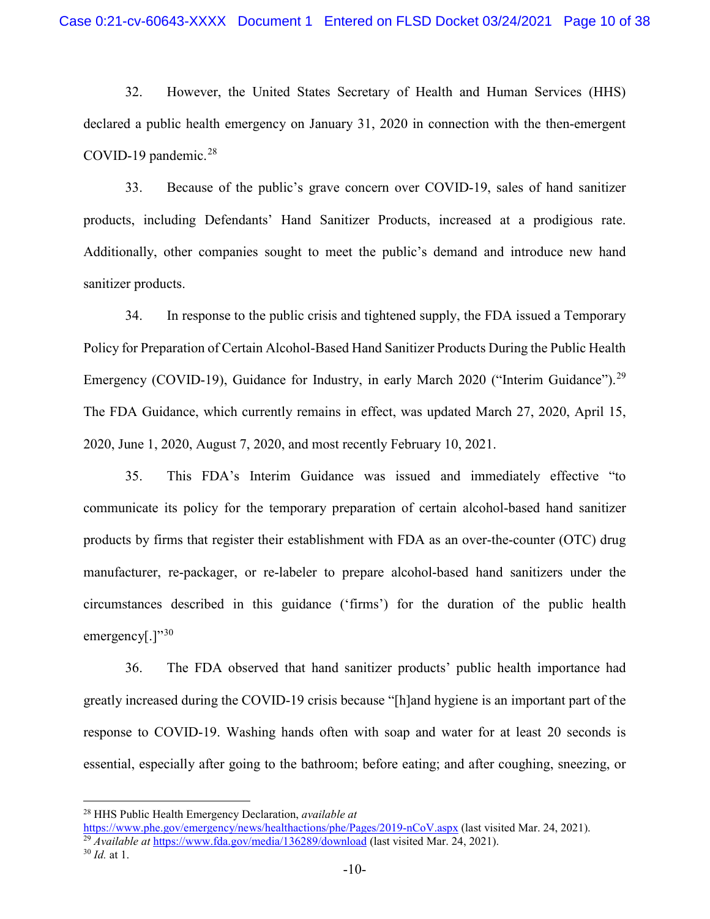32. However, the United States Secretary of Health and Human Services (HHS) declared a public health emergency on January 31, 2020 in connection with the then-emergent COVID-19 pandemic.[28]

33. Because of the public's grave concern over COVID-19, sales of hand sanitizer products, including Defendants' Hand Sanitizer Products, increased at a prodigious rate. Additionally, other companies sought to meet the public's demand and introduce new hand sanitizer products.

34. In response to the public crisis and tightened supply, the FDA issued a Temporary Policy for Preparation of Certain Alcohol-Based Hand Sanitizer Products During the Public Health Emergency (COVID-19), Guidance for Industry, in early March 2020 ("Interim Guidance").[29] The FDA Guidance, which currently remains in effect, was updated March 27, 2020, April 15, 2020, June 1, 2020, August 7, 2020, and most recently February 10, 2021.

35. This FDA's Interim Guidance was issued and immediately effective "to communicate its policy for the temporary preparation of certain alcohol-based hand sanitizer products by firms that register their establishment with FDA as an over-the-counter (OTC) drug manufacturer, re-packager, or re-labeler to prepare alcohol-based hand sanitizers under the circumstances described in this guidance ('firms') for the duration of the public health emergency[.]"[30]

36. The FDA observed that hand sanitizer products' public health importance had greatly increased during the COVID-19 crisis because "[h]and hygiene is an important part of the response to COVID-19. Washing hands often with soap and water for at least 20 seconds is essential, especially after going to the bathroom; before eating; and after coughing, sneezing, or

---

[28] HHS Public Health Emergency Declaration, *available at* https://www.phe.gov/emergency/news/healthactions/phe/Pages/2019-nCoV.aspx (last visited Mar. 24, 2021).

[29] *Available at* https://www.fda.gov/media/136289/download (last visited Mar. 24, 2021).

[30] *Id.* at 1.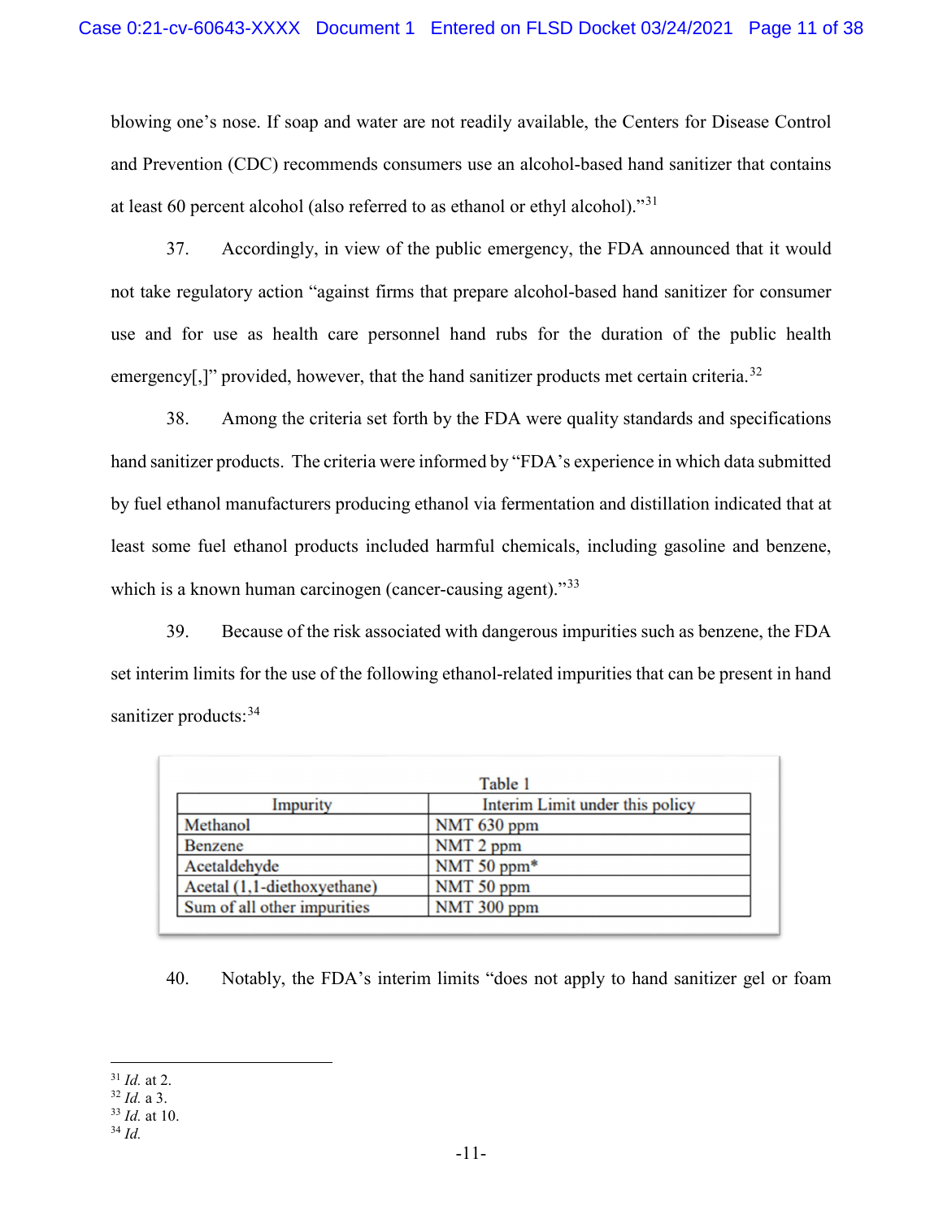blowing one's nose. If soap and water are not readily available, the Centers for Disease Control and Prevention (CDC) recommends consumers use an alcohol-based hand sanitizer that contains at least 60 percent alcohol (also referred to as ethanol or ethyl alcohol)."[31]

37. Accordingly, in view of the public emergency, the FDA announced that it would not take regulatory action "against firms that prepare alcohol-based hand sanitizer for consumer use and for use as health care personnel hand rubs for the duration of the public health emergency[,]" provided, however, that the hand sanitizer products met certain criteria.[32]

38. Among the criteria set forth by the FDA were quality standards and specifications hand sanitizer products. The criteria were informed by "FDA's experience in which data submitted by fuel ethanol manufacturers producing ethanol via fermentation and distillation indicated that at least some fuel ethanol products included harmful chemicals, including gasoline and benzene, which is a known human carcinogen (cancer-causing agent)."[33]

39. Because of the risk associated with dangerous impurities such as benzene, the FDA set interim limits for the use of the following ethanol-related impurities that can be present in hand sanitizer products:[34]

Table 1

| Impurity | Interim Limit under this policy |
|---|---|
| Methanol | NMT 630 ppm |
| Benzene | NMT 2 ppm |
| Acetaldehyde | NMT 50 ppm* |
| Acetal (1,1-diethoxyethane) | NMT 50 ppm |
| Sum of all other impurities | NMT 300 ppm |

40. Notably, the FDA's interim limits "does not apply to hand sanitizer gel or foam

---

[31] *Id.* at 2.
[32] *Id.* a 3.
[33] *Id.* at 10.
[34] *Id.*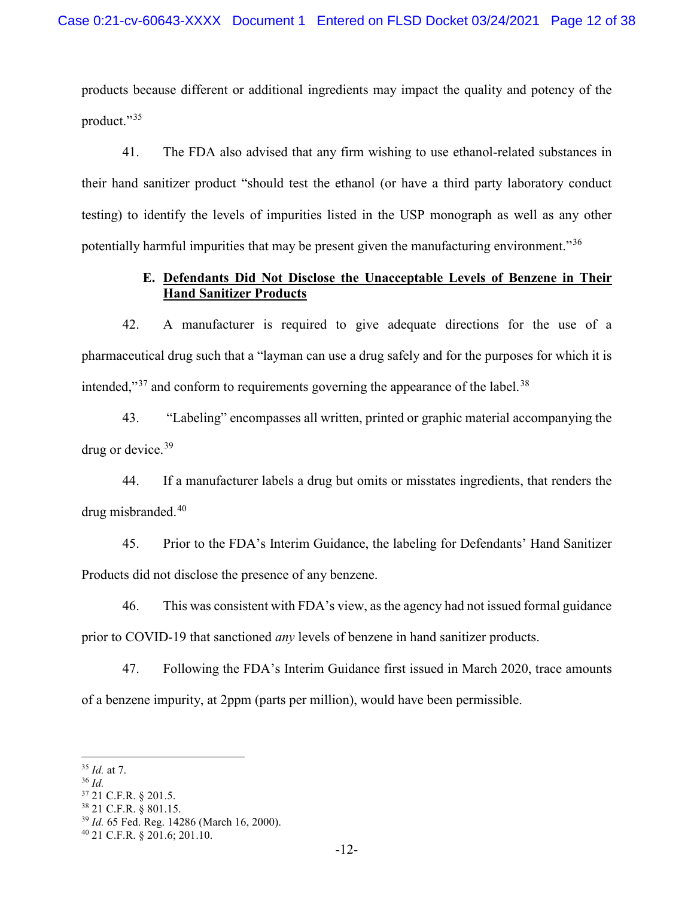products because different or additional ingredients may impact the quality and potency of the product."[35]

41. The FDA also advised that any firm wishing to use ethanol-related substances in their hand sanitizer product "should test the ethanol (or have a third party laboratory conduct testing) to identify the levels of impurities listed in the USP monograph as well as any other potentially harmful impurities that may be present given the manufacturing environment."[36]

### E. Defendants Did Not Disclose the Unacceptable Levels of Benzene in Their Hand Sanitizer Products

42. A manufacturer is required to give adequate directions for the use of a pharmaceutical drug such that a "layman can use a drug safely and for the purposes for which it is intended,"[37] and conform to requirements governing the appearance of the label.[38]

43. "Labeling" encompasses all written, printed or graphic material accompanying the drug or device.[39]

44. If a manufacturer labels a drug but omits or misstates ingredients, that renders the drug misbranded.[40]

45. Prior to the FDA's Interim Guidance, the labeling for Defendants' Hand Sanitizer Products did not disclose the presence of any benzene.

46. This was consistent with FDA's view, as the agency had not issued formal guidance prior to COVID-19 that sanctioned *any* levels of benzene in hand sanitizer products.

47. Following the FDA's Interim Guidance first issued in March 2020, trace amounts of a benzene impurity, at 2ppm (parts per million), would have been permissible.

---

[35] *Id.* at 7.
[36] *Id.*
[37] 21 C.F.R. § 201.5.
[38] 21 C.F.R. § 801.15.
[39] *Id.* 65 Fed. Reg. 14286 (March 16, 2000).
[40] 21 C.F.R. § 201.6; 201.10.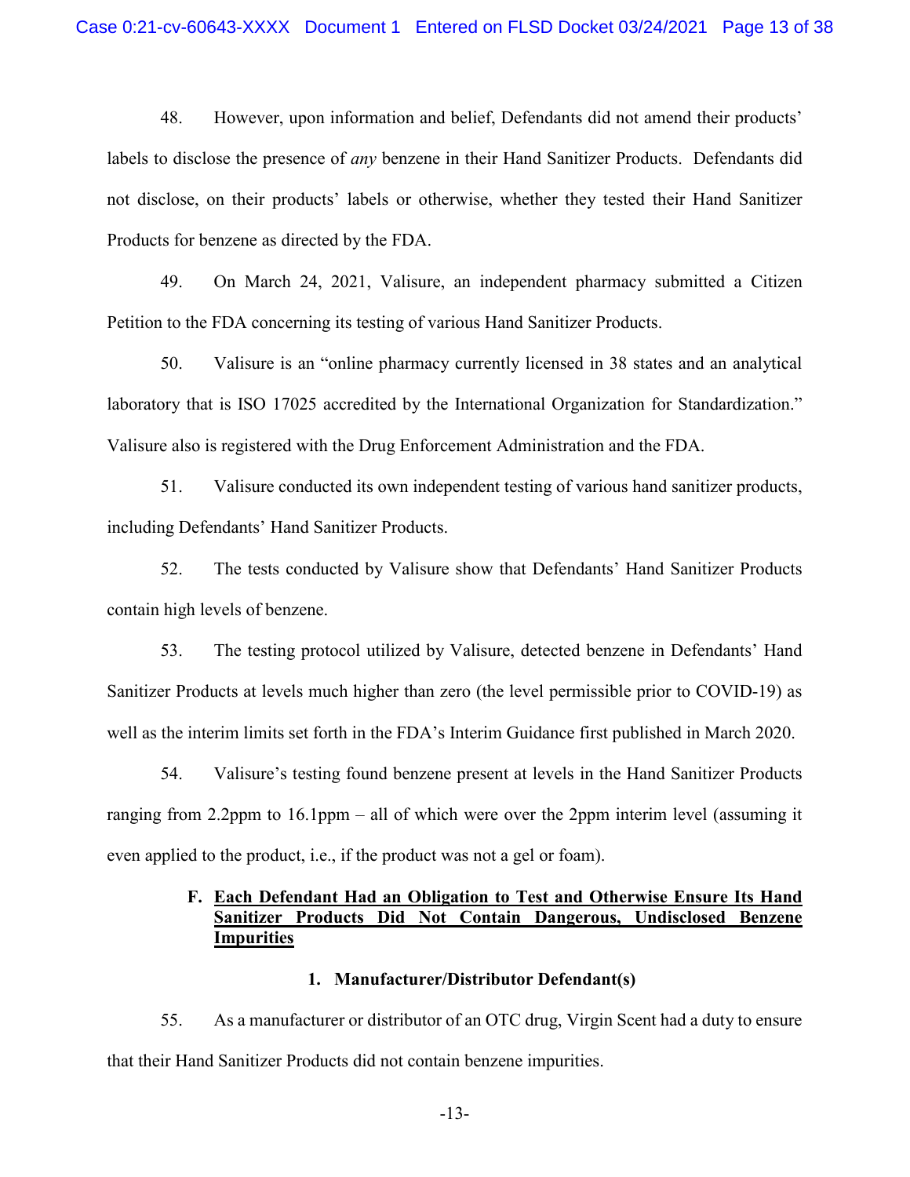48. However, upon information and belief, Defendants did not amend their products' labels to disclose the presence of *any* benzene in their Hand Sanitizer Products. Defendants did not disclose, on their products' labels or otherwise, whether they tested their Hand Sanitizer Products for benzene as directed by the FDA.

49. On March 24, 2021, Valisure, an independent pharmacy submitted a Citizen Petition to the FDA concerning its testing of various Hand Sanitizer Products.

50. Valisure is an "online pharmacy currently licensed in 38 states and an analytical laboratory that is ISO 17025 accredited by the International Organization for Standardization." Valisure also is registered with the Drug Enforcement Administration and the FDA.

51. Valisure conducted its own independent testing of various hand sanitizer products, including Defendants' Hand Sanitizer Products.

52. The tests conducted by Valisure show that Defendants' Hand Sanitizer Products contain high levels of benzene.

53. The testing protocol utilized by Valisure, detected benzene in Defendants' Hand Sanitizer Products at levels much higher than zero (the level permissible prior to COVID-19) as well as the interim limits set forth in the FDA's Interim Guidance first published in March 2020.

54. Valisure's testing found benzene present at levels in the Hand Sanitizer Products ranging from 2.2ppm to 16.1ppm – all of which were over the 2ppm interim level (assuming it even applied to the product, i.e., if the product was not a gel or foam).

### F. <u>Each Defendant Had an Obligation to Test and Otherwise Ensure Its Hand Sanitizer Products Did Not Contain Dangerous, Undisclosed Benzene Impurities</u>

#### 1. Manufacturer/Distributor Defendant(s)

55. As a manufacturer or distributor of an OTC drug, Virgin Scent had a duty to ensure that their Hand Sanitizer Products did not contain benzene impurities.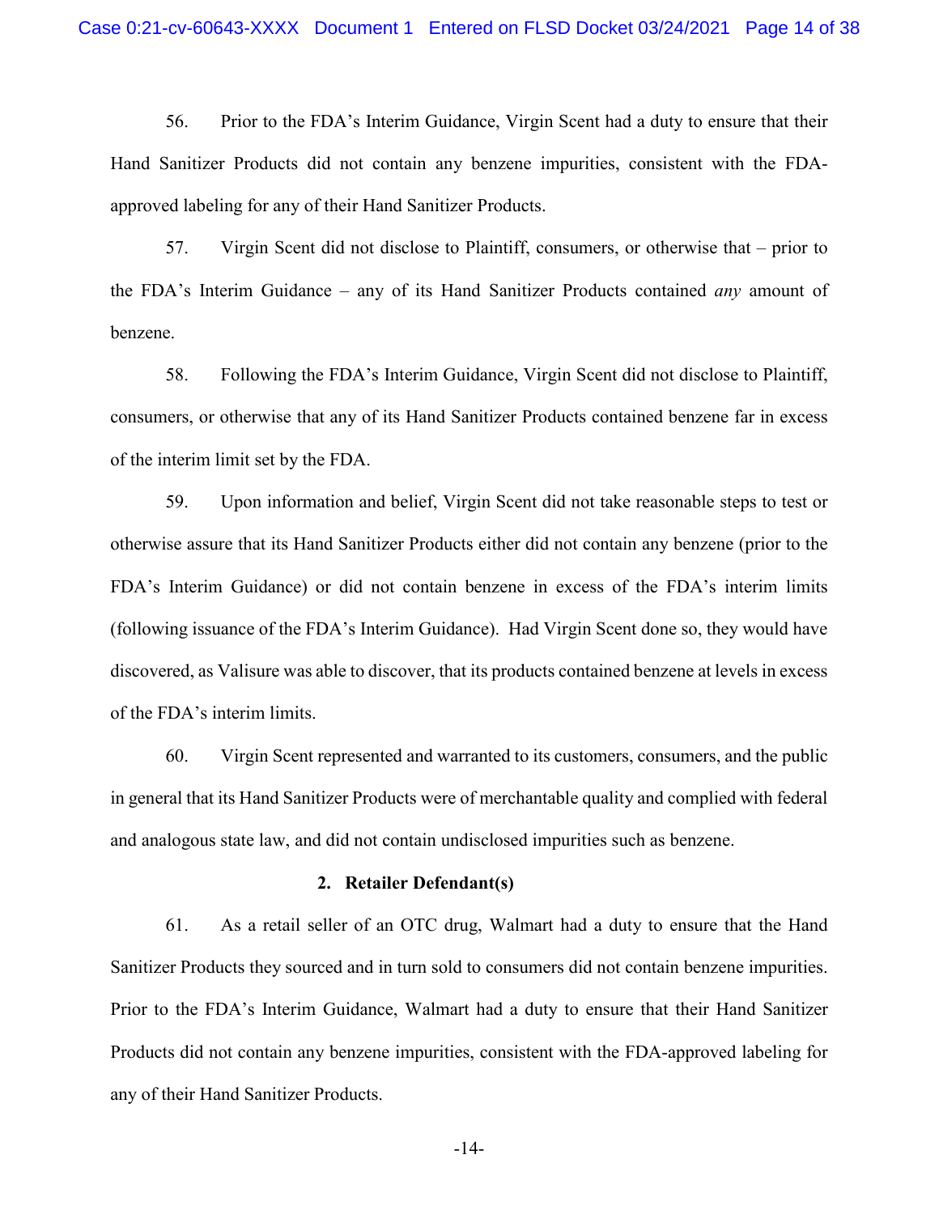56. Prior to the FDA's Interim Guidance, Virgin Scent had a duty to ensure that their Hand Sanitizer Products did not contain any benzene impurities, consistent with the FDA-approved labeling for any of their Hand Sanitizer Products.

57. Virgin Scent did not disclose to Plaintiff, consumers, or otherwise that – prior to the FDA's Interim Guidance – any of its Hand Sanitizer Products contained *any* amount of benzene.

58. Following the FDA's Interim Guidance, Virgin Scent did not disclose to Plaintiff, consumers, or otherwise that any of its Hand Sanitizer Products contained benzene far in excess of the interim limit set by the FDA.

59. Upon information and belief, Virgin Scent did not take reasonable steps to test or otherwise assure that its Hand Sanitizer Products either did not contain any benzene (prior to the FDA's Interim Guidance) or did not contain benzene in excess of the FDA's interim limits (following issuance of the FDA's Interim Guidance). Had Virgin Scent done so, they would have discovered, as Valisure was able to discover, that its products contained benzene at levels in excess of the FDA's interim limits.

60. Virgin Scent represented and warranted to its customers, consumers, and the public in general that its Hand Sanitizer Products were of merchantable quality and complied with federal and analogous state law, and did not contain undisclosed impurities such as benzene.

**2. Retailer Defendant(s)**

61. As a retail seller of an OTC drug, Walmart had a duty to ensure that the Hand Sanitizer Products they sourced and in turn sold to consumers did not contain benzene impurities. Prior to the FDA's Interim Guidance, Walmart had a duty to ensure that their Hand Sanitizer Products did not contain any benzene impurities, consistent with the FDA-approved labeling for any of their Hand Sanitizer Products.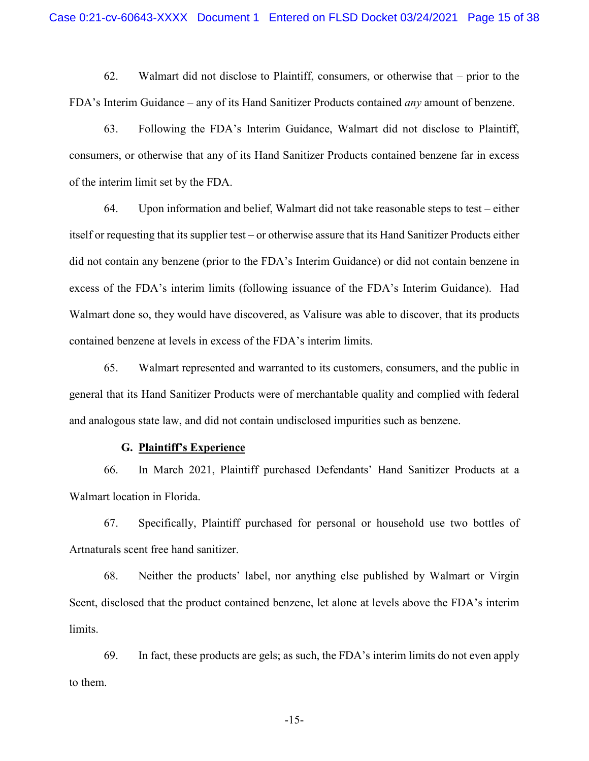62. Walmart did not disclose to Plaintiff, consumers, or otherwise that – prior to the FDA's Interim Guidance – any of its Hand Sanitizer Products contained *any* amount of benzene.

63. Following the FDA's Interim Guidance, Walmart did not disclose to Plaintiff, consumers, or otherwise that any of its Hand Sanitizer Products contained benzene far in excess of the interim limit set by the FDA.

64. Upon information and belief, Walmart did not take reasonable steps to test – either itself or requesting that its supplier test – or otherwise assure that its Hand Sanitizer Products either did not contain any benzene (prior to the FDA's Interim Guidance) or did not contain benzene in excess of the FDA's interim limits (following issuance of the FDA's Interim Guidance). Had Walmart done so, they would have discovered, as Valisure was able to discover, that its products contained benzene at levels in excess of the FDA's interim limits.

65. Walmart represented and warranted to its customers, consumers, and the public in general that its Hand Sanitizer Products were of merchantable quality and complied with federal and analogous state law, and did not contain undisclosed impurities such as benzene.

### G. Plaintiff's Experience

66. In March 2021, Plaintiff purchased Defendants' Hand Sanitizer Products at a Walmart location in Florida.

67. Specifically, Plaintiff purchased for personal or household use two bottles of Artnaturals scent free hand sanitizer.

68. Neither the products' label, nor anything else published by Walmart or Virgin Scent, disclosed that the product contained benzene, let alone at levels above the FDA's interim limits.

69. In fact, these products are gels; as such, the FDA's interim limits do not even apply to them.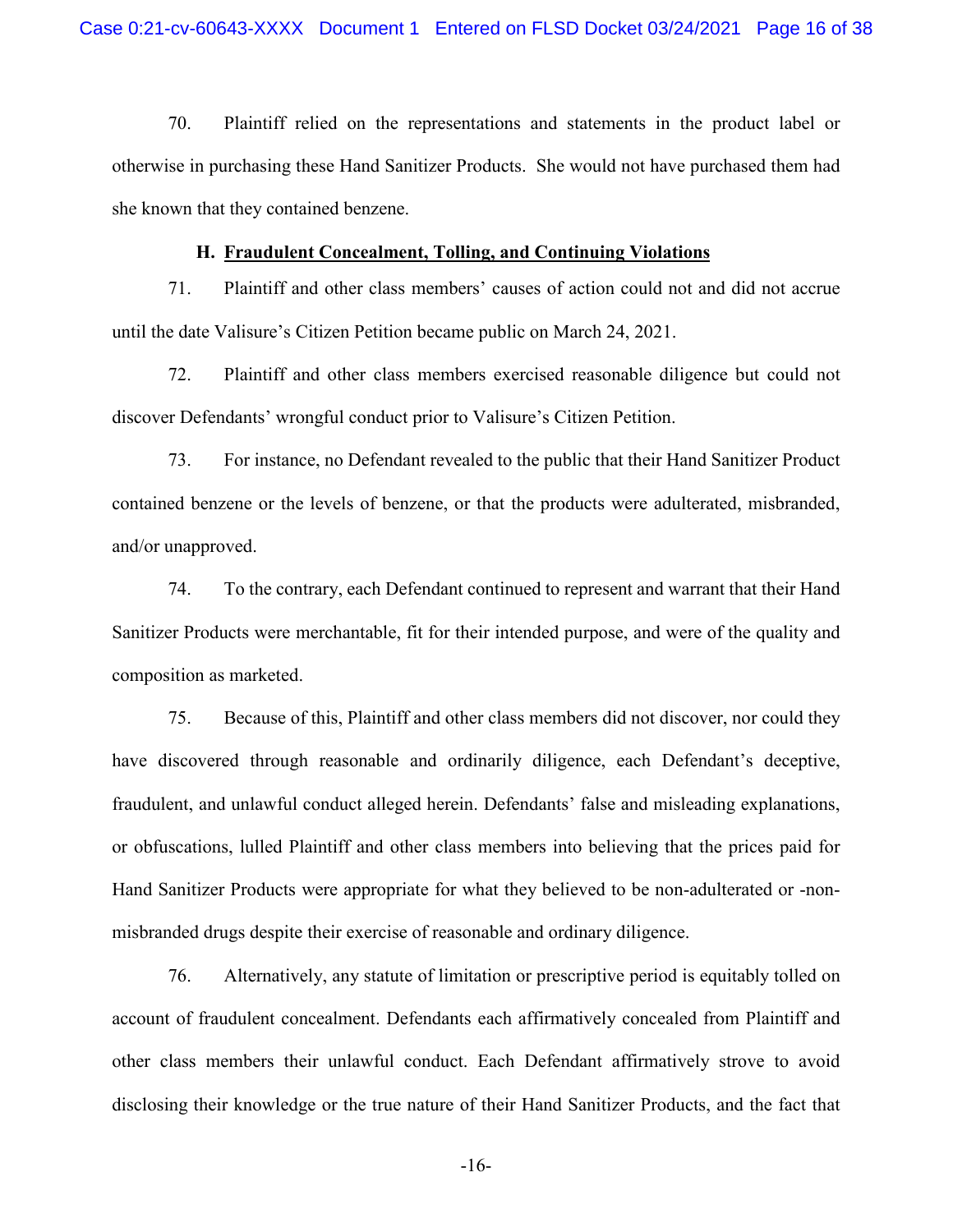70. Plaintiff relied on the representations and statements in the product label or otherwise in purchasing these Hand Sanitizer Products. She would not have purchased them had she known that they contained benzene.

### H. Fraudulent Concealment, Tolling, and Continuing Violations

71. Plaintiff and other class members' causes of action could not and did not accrue until the date Valisure's Citizen Petition became public on March 24, 2021.

72. Plaintiff and other class members exercised reasonable diligence but could not discover Defendants' wrongful conduct prior to Valisure's Citizen Petition.

73. For instance, no Defendant revealed to the public that their Hand Sanitizer Product contained benzene or the levels of benzene, or that the products were adulterated, misbranded, and/or unapproved.

74. To the contrary, each Defendant continued to represent and warrant that their Hand Sanitizer Products were merchantable, fit for their intended purpose, and were of the quality and composition as marketed.

75. Because of this, Plaintiff and other class members did not discover, nor could they have discovered through reasonable and ordinarily diligence, each Defendant's deceptive, fraudulent, and unlawful conduct alleged herein. Defendants' false and misleading explanations, or obfuscations, lulled Plaintiff and other class members into believing that the prices paid for Hand Sanitizer Products were appropriate for what they believed to be non-adulterated or -non-misbranded drugs despite their exercise of reasonable and ordinary diligence.

76. Alternatively, any statute of limitation or prescriptive period is equitably tolled on account of fraudulent concealment. Defendants each affirmatively concealed from Plaintiff and other class members their unlawful conduct. Each Defendant affirmatively strove to avoid disclosing their knowledge or the true nature of their Hand Sanitizer Products, and the fact that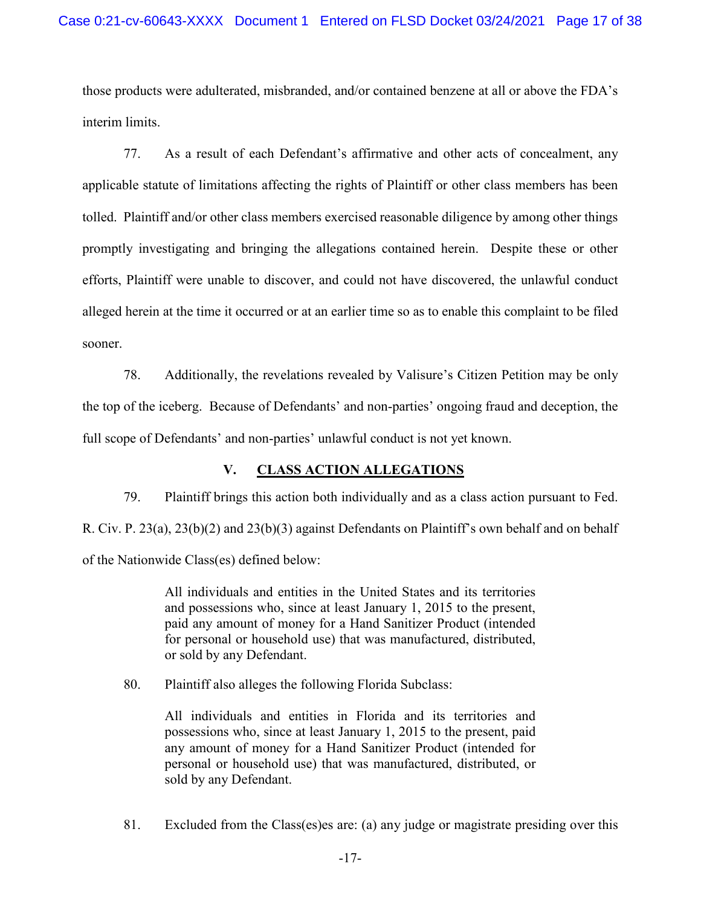those products were adulterated, misbranded, and/or contained benzene at all or above the FDA's interim limits.

77. As a result of each Defendant's affirmative and other acts of concealment, any applicable statute of limitations affecting the rights of Plaintiff or other class members has been tolled. Plaintiff and/or other class members exercised reasonable diligence by among other things promptly investigating and bringing the allegations contained herein. Despite these or other efforts, Plaintiff were unable to discover, and could not have discovered, the unlawful conduct alleged herein at the time it occurred or at an earlier time so as to enable this complaint to be filed sooner.

78. Additionally, the revelations revealed by Valisure's Citizen Petition may be only the top of the iceberg. Because of Defendants' and non-parties' ongoing fraud and deception, the full scope of Defendants' and non-parties' unlawful conduct is not yet known.

## V. CLASS ACTION ALLEGATIONS

79. Plaintiff brings this action both individually and as a class action pursuant to Fed. R. Civ. P. 23(a), 23(b)(2) and 23(b)(3) against Defendants on Plaintiff's own behalf and on behalf of the Nationwide Class(es) defined below:

> All individuals and entities in the United States and its territories and possessions who, since at least January 1, 2015 to the present, paid any amount of money for a Hand Sanitizer Product (intended for personal or household use) that was manufactured, distributed, or sold by any Defendant.

80. Plaintiff also alleges the following Florida Subclass:

> All individuals and entities in Florida and its territories and possessions who, since at least January 1, 2015 to the present, paid any amount of money for a Hand Sanitizer Product (intended for personal or household use) that was manufactured, distributed, or sold by any Defendant.

81. Excluded from the Class(es)es are: (a) any judge or magistrate presiding over this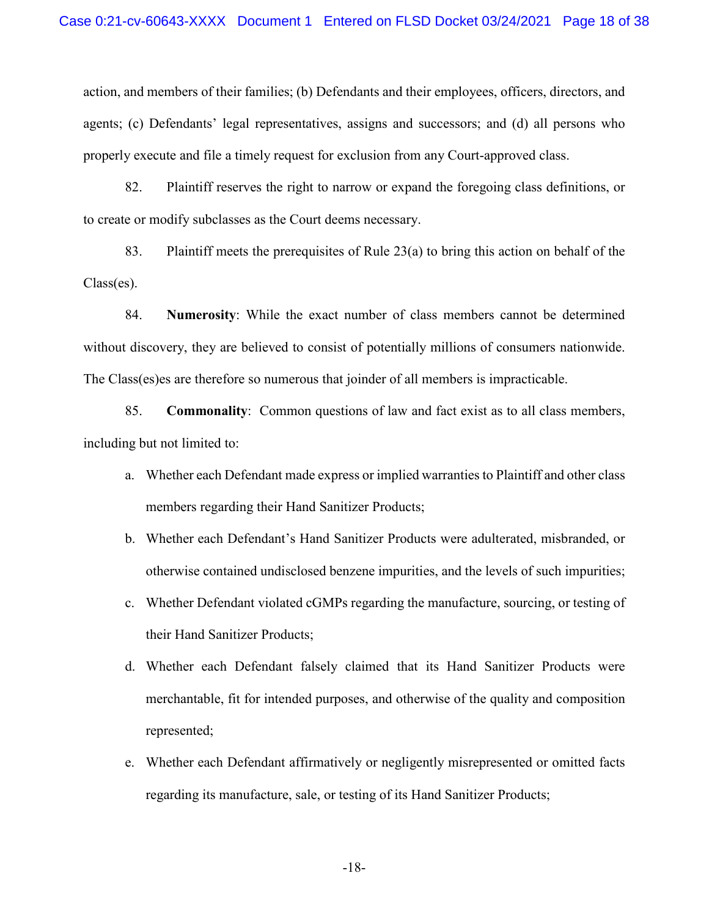action, and members of their families; (b) Defendants and their employees, officers, directors, and agents; (c) Defendants' legal representatives, assigns and successors; and (d) all persons who properly execute and file a timely request for exclusion from any Court-approved class.

82. Plaintiff reserves the right to narrow or expand the foregoing class definitions, or to create or modify subclasses as the Court deems necessary.

83. Plaintiff meets the prerequisites of Rule 23(a) to bring this action on behalf of the Class(es).

84. **Numerosity**: While the exact number of class members cannot be determined without discovery, they are believed to consist of potentially millions of consumers nationwide. The Class(es)es are therefore so numerous that joinder of all members is impracticable.

85. **Commonality**: Common questions of law and fact exist as to all class members, including but not limited to:

a. Whether each Defendant made express or implied warranties to Plaintiff and other class members regarding their Hand Sanitizer Products;

b. Whether each Defendant's Hand Sanitizer Products were adulterated, misbranded, or otherwise contained undisclosed benzene impurities, and the levels of such impurities;

c. Whether Defendant violated cGMPs regarding the manufacture, sourcing, or testing of their Hand Sanitizer Products;

d. Whether each Defendant falsely claimed that its Hand Sanitizer Products were merchantable, fit for intended purposes, and otherwise of the quality and composition represented;

e. Whether each Defendant affirmatively or negligently misrepresented or omitted facts regarding its manufacture, sale, or testing of its Hand Sanitizer Products;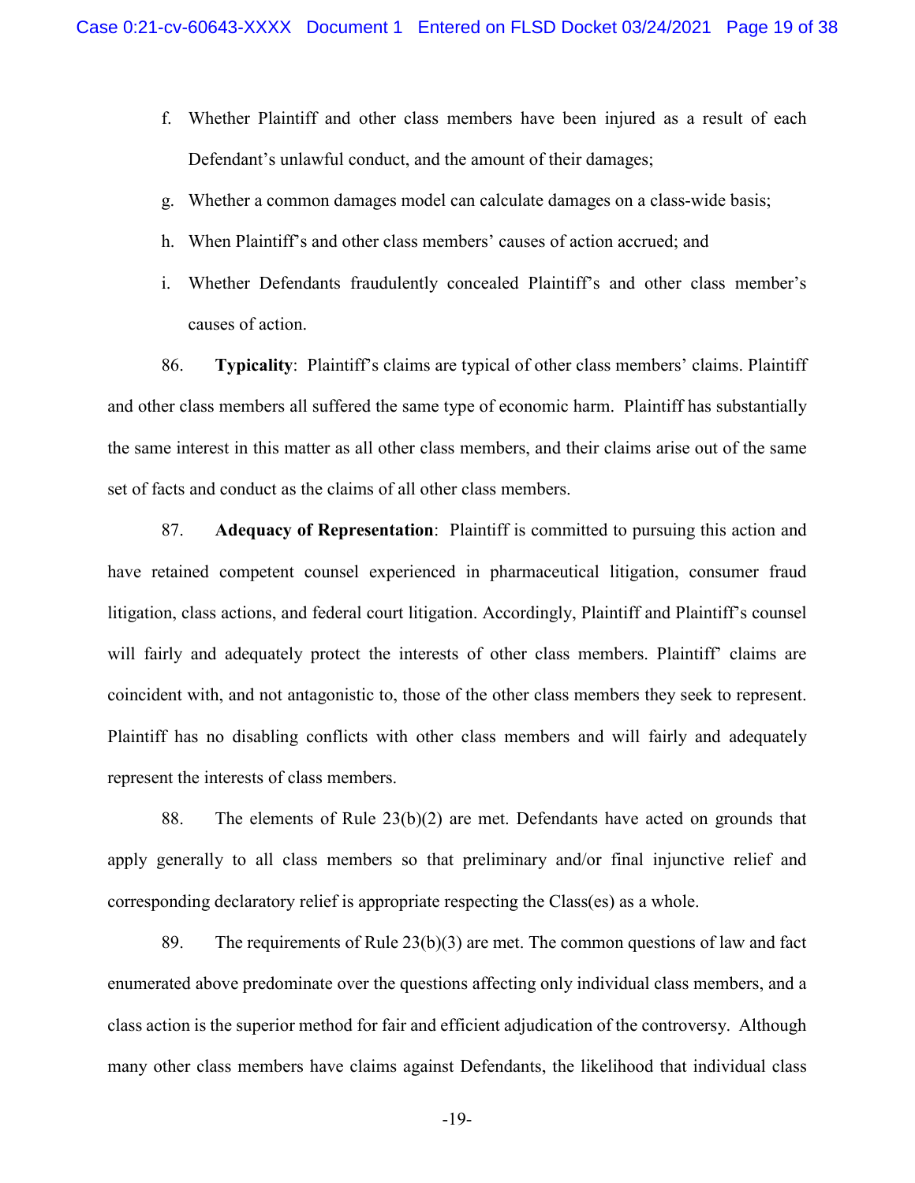f. Whether Plaintiff and other class members have been injured as a result of each Defendant's unlawful conduct, and the amount of their damages;

g. Whether a common damages model can calculate damages on a class-wide basis;

h. When Plaintiff's and other class members' causes of action accrued; and

i. Whether Defendants fraudulently concealed Plaintiff's and other class member's causes of action.

86. **Typicality**: Plaintiff's claims are typical of other class members' claims. Plaintiff and other class members all suffered the same type of economic harm. Plaintiff has substantially the same interest in this matter as all other class members, and their claims arise out of the same set of facts and conduct as the claims of all other class members.

87. **Adequacy of Representation**: Plaintiff is committed to pursuing this action and have retained competent counsel experienced in pharmaceutical litigation, consumer fraud litigation, class actions, and federal court litigation. Accordingly, Plaintiff and Plaintiff's counsel will fairly and adequately protect the interests of other class members. Plaintiff' claims are coincident with, and not antagonistic to, those of the other class members they seek to represent. Plaintiff has no disabling conflicts with other class members and will fairly and adequately represent the interests of class members.

88. The elements of Rule 23(b)(2) are met. Defendants have acted on grounds that apply generally to all class members so that preliminary and/or final injunctive relief and corresponding declaratory relief is appropriate respecting the Class(es) as a whole.

89. The requirements of Rule 23(b)(3) are met. The common questions of law and fact enumerated above predominate over the questions affecting only individual class members, and a class action is the superior method for fair and efficient adjudication of the controversy. Although many other class members have claims against Defendants, the likelihood that individual class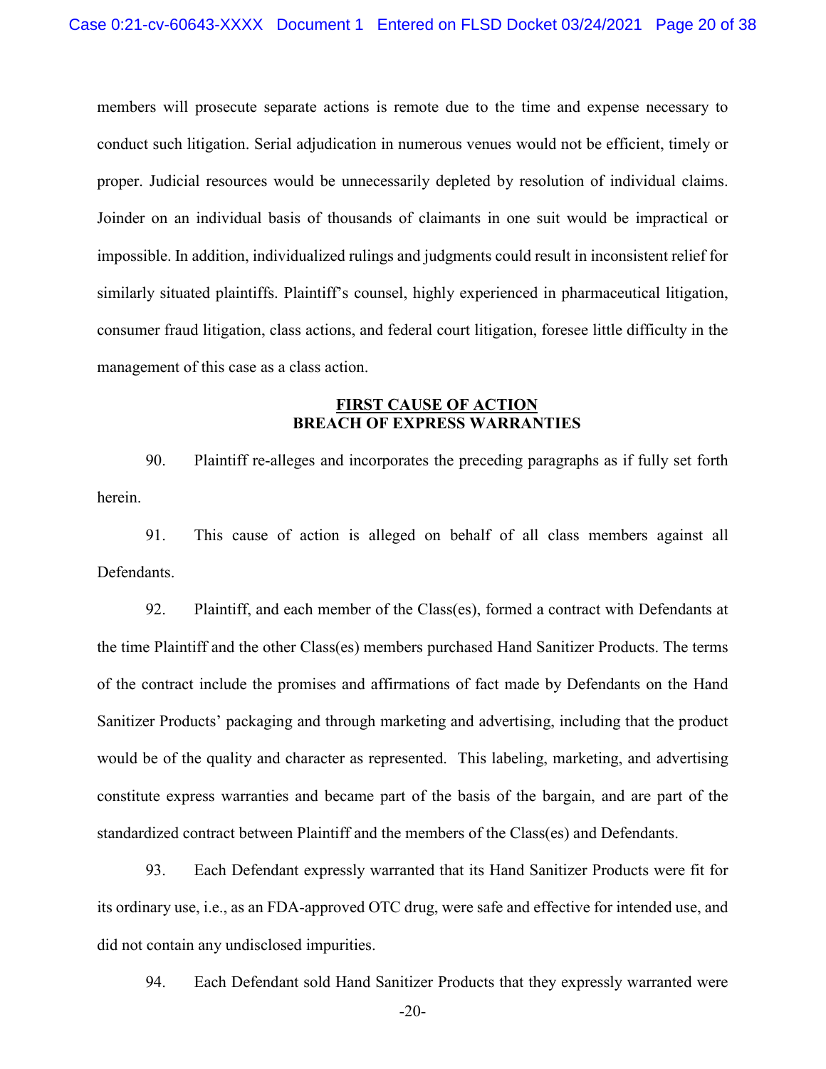members will prosecute separate actions is remote due to the time and expense necessary to conduct such litigation. Serial adjudication in numerous venues would not be efficient, timely or proper. Judicial resources would be unnecessarily depleted by resolution of individual claims. Joinder on an individual basis of thousands of claimants in one suit would be impractical or impossible. In addition, individualized rulings and judgments could result in inconsistent relief for similarly situated plaintiffs. Plaintiff's counsel, highly experienced in pharmaceutical litigation, consumer fraud litigation, class actions, and federal court litigation, foresee little difficulty in the management of this case as a class action.

## FIRST CAUSE OF ACTION
## BREACH OF EXPRESS WARRANTIES

90. Plaintiff re-alleges and incorporates the preceding paragraphs as if fully set forth herein.

91. This cause of action is alleged on behalf of all class members against all Defendants.

92. Plaintiff, and each member of the Class(es), formed a contract with Defendants at the time Plaintiff and the other Class(es) members purchased Hand Sanitizer Products. The terms of the contract include the promises and affirmations of fact made by Defendants on the Hand Sanitizer Products' packaging and through marketing and advertising, including that the product would be of the quality and character as represented. This labeling, marketing, and advertising constitute express warranties and became part of the basis of the bargain, and are part of the standardized contract between Plaintiff and the members of the Class(es) and Defendants.

93. Each Defendant expressly warranted that its Hand Sanitizer Products were fit for its ordinary use, i.e., as an FDA-approved OTC drug, were safe and effective for intended use, and did not contain any undisclosed impurities.

94. Each Defendant sold Hand Sanitizer Products that they expressly warranted were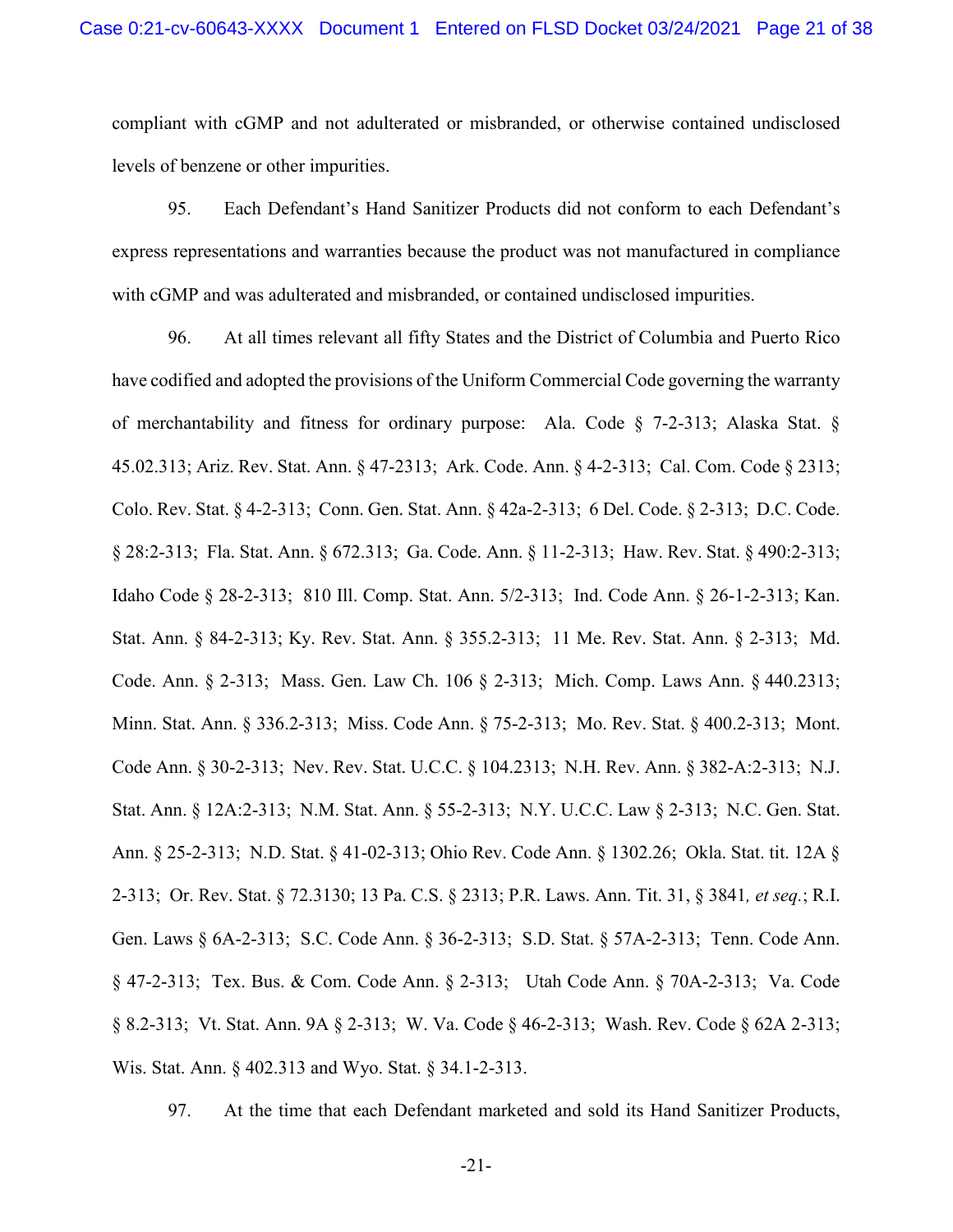compliant with cGMP and not adulterated or misbranded, or otherwise contained undisclosed levels of benzene or other impurities.

95. Each Defendant's Hand Sanitizer Products did not conform to each Defendant's express representations and warranties because the product was not manufactured in compliance with cGMP and was adulterated and misbranded, or contained undisclosed impurities.

96. At all times relevant all fifty States and the District of Columbia and Puerto Rico have codified and adopted the provisions of the Uniform Commercial Code governing the warranty of merchantability and fitness for ordinary purpose: Ala. Code § 7-2-313; Alaska Stat. § 45.02.313; Ariz. Rev. Stat. Ann. § 47-2313; Ark. Code. Ann. § 4-2-313; Cal. Com. Code § 2313; Colo. Rev. Stat. § 4-2-313; Conn. Gen. Stat. Ann. § 42a-2-313; 6 Del. Code. § 2-313; D.C. Code. § 28:2-313; Fla. Stat. Ann. § 672.313; Ga. Code. Ann. § 11-2-313; Haw. Rev. Stat. § 490:2-313; Idaho Code § 28-2-313; 810 Ill. Comp. Stat. Ann. 5/2-313; Ind. Code Ann. § 26-1-2-313; Kan. Stat. Ann. § 84-2-313; Ky. Rev. Stat. Ann. § 355.2-313; 11 Me. Rev. Stat. Ann. § 2-313; Md. Code. Ann. § 2-313; Mass. Gen. Law Ch. 106 § 2-313; Mich. Comp. Laws Ann. § 440.2313; Minn. Stat. Ann. § 336.2-313; Miss. Code Ann. § 75-2-313; Mo. Rev. Stat. § 400.2-313; Mont. Code Ann. § 30-2-313; Nev. Rev. Stat. U.C.C. § 104.2313; N.H. Rev. Ann. § 382-A:2-313; N.J. Stat. Ann. § 12A:2-313; N.M. Stat. Ann. § 55-2-313; N.Y. U.C.C. Law § 2-313; N.C. Gen. Stat. Ann. § 25-2-313; N.D. Stat. § 41-02-313; Ohio Rev. Code Ann. § 1302.26; Okla. Stat. tit. 12A § 2-313; Or. Rev. Stat. § 72.3130; 13 Pa. C.S. § 2313; P.R. Laws. Ann. Tit. 31, § 3841, *et seq.*; R.I. Gen. Laws § 6A-2-313; S.C. Code Ann. § 36-2-313; S.D. Stat. § 57A-2-313; Tenn. Code Ann. § 47-2-313; Tex. Bus. & Com. Code Ann. § 2-313; Utah Code Ann. § 70A-2-313; Va. Code § 8.2-313; Vt. Stat. Ann. 9A § 2-313; W. Va. Code § 46-2-313; Wash. Rev. Code § 62A 2-313; Wis. Stat. Ann. § 402.313 and Wyo. Stat. § 34.1-2-313.

97. At the time that each Defendant marketed and sold its Hand Sanitizer Products,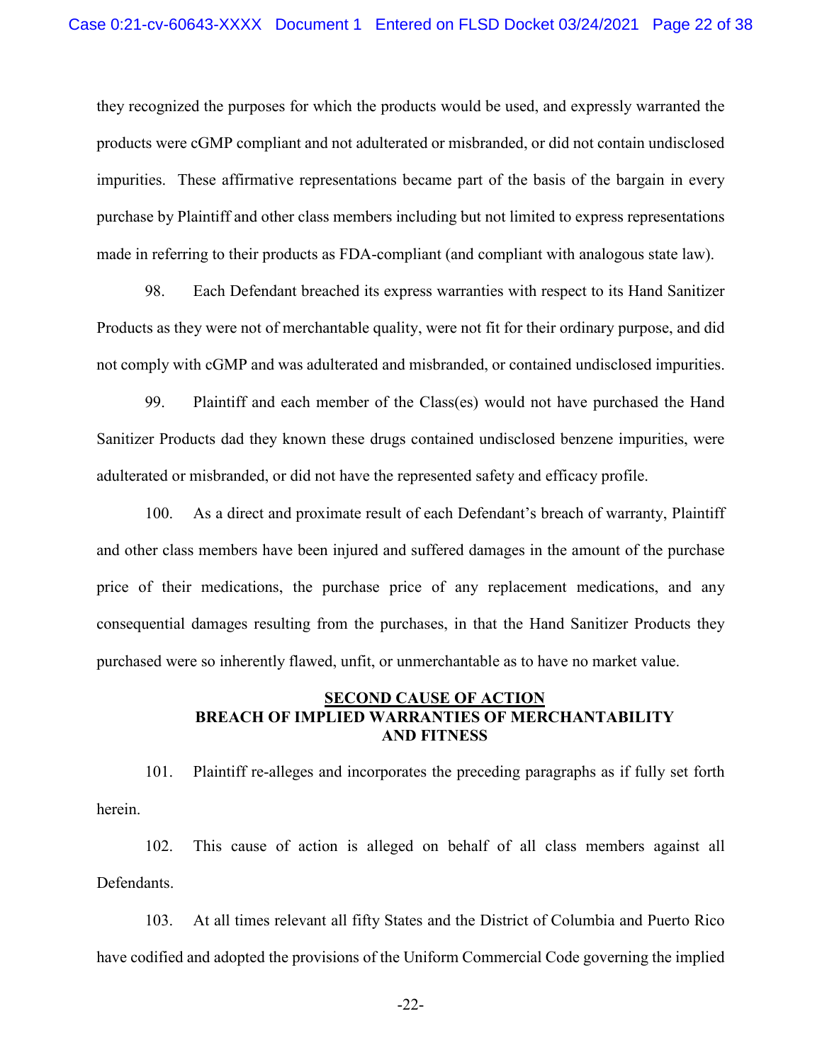they recognized the purposes for which the products would be used, and expressly warranted the products were cGMP compliant and not adulterated or misbranded, or did not contain undisclosed impurities. These affirmative representations became part of the basis of the bargain in every purchase by Plaintiff and other class members including but not limited to express representations made in referring to their products as FDA-compliant (and compliant with analogous state law).

98. Each Defendant breached its express warranties with respect to its Hand Sanitizer Products as they were not of merchantable quality, were not fit for their ordinary purpose, and did not comply with cGMP and was adulterated and misbranded, or contained undisclosed impurities.

99. Plaintiff and each member of the Class(es) would not have purchased the Hand Sanitizer Products dad they known these drugs contained undisclosed benzene impurities, were adulterated or misbranded, or did not have the represented safety and efficacy profile.

100. As a direct and proximate result of each Defendant's breach of warranty, Plaintiff and other class members have been injured and suffered damages in the amount of the purchase price of their medications, the purchase price of any replacement medications, and any consequential damages resulting from the purchases, in that the Hand Sanitizer Products they purchased were so inherently flawed, unfit, or unmerchantable as to have no market value.

## <u>SECOND CAUSE OF ACTION</u>
## BREACH OF IMPLIED WARRANTIES OF MERCHANTABILITY AND FITNESS

101. Plaintiff re-alleges and incorporates the preceding paragraphs as if fully set forth herein.

102. This cause of action is alleged on behalf of all class members against all Defendants.

103. At all times relevant all fifty States and the District of Columbia and Puerto Rico have codified and adopted the provisions of the Uniform Commercial Code governing the implied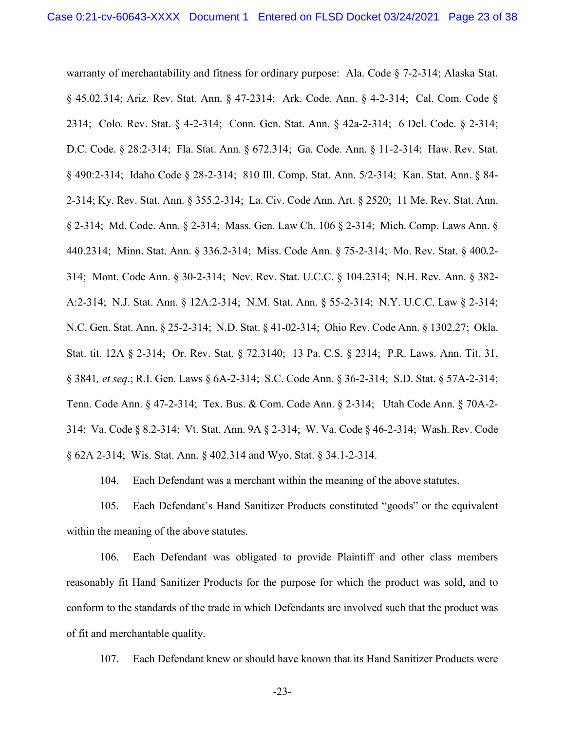warranty of merchantability and fitness for ordinary purpose: Ala. Code § 7-2-314; Alaska Stat. § 45.02.314; Ariz. Rev. Stat. Ann. § 47-2314; Ark. Code. Ann. § 4-2-314; Cal. Com. Code § 2314; Colo. Rev. Stat. § 4-2-314; Conn. Gen. Stat. Ann. § 42a-2-314; 6 Del. Code. § 2-314; D.C. Code. § 28:2-314; Fla. Stat. Ann. § 672.314; Ga. Code. Ann. § 11-2-314; Haw. Rev. Stat. § 490:2-314; Idaho Code § 28-2-314; 810 Ill. Comp. Stat. Ann. 5/2-314; Kan. Stat. Ann. § 84-2-314; Ky. Rev. Stat. Ann. § 355.2-314; La. Civ. Code Ann. Art. § 2520; 11 Me. Rev. Stat. Ann. § 2-314; Md. Code. Ann. § 2-314; Mass. Gen. Law Ch. 106 § 2-314; Mich. Comp. Laws Ann. § 440.2314; Minn. Stat. Ann. § 336.2-314; Miss. Code Ann. § 75-2-314; Mo. Rev. Stat. § 400.2-314; Mont. Code Ann. § 30-2-314; Nev. Rev. Stat. U.C.C. § 104.2314; N.H. Rev. Ann. § 382-A:2-314; N.J. Stat. Ann. § 12A:2-314; N.M. Stat. Ann. § 55-2-314; N.Y. U.C.C. Law § 2-314; N.C. Gen. Stat. Ann. § 25-2-314; N.D. Stat. § 41-02-314; Ohio Rev. Code Ann. § 1302.27; Okla. Stat. tit. 12A § 2-314; Or. Rev. Stat. § 72.3140; 13 Pa. C.S. § 2314; P.R. Laws. Ann. Tit. 31, § 3841, *et seq*.; R.I. Gen. Laws § 6A-2-314; S.C. Code Ann. § 36-2-314; S.D. Stat. § 57A-2-314; Tenn. Code Ann. § 47-2-314; Tex. Bus. & Com. Code Ann. § 2-314; Utah Code Ann. § 70A-2-314; Va. Code § 8.2-314; Vt. Stat. Ann. 9A § 2-314; W. Va. Code § 46-2-314; Wash. Rev. Code § 62A 2-314; Wis. Stat. Ann. § 402.314 and Wyo. Stat. § 34.1-2-314.

104. Each Defendant was a merchant within the meaning of the above statutes.

105. Each Defendant's Hand Sanitizer Products constituted "goods" or the equivalent within the meaning of the above statutes.

106. Each Defendant was obligated to provide Plaintiff and other class members reasonably fit Hand Sanitizer Products for the purpose for which the product was sold, and to conform to the standards of the trade in which Defendants are involved such that the product was of fit and merchantable quality.

107. Each Defendant knew or should have known that its Hand Sanitizer Products were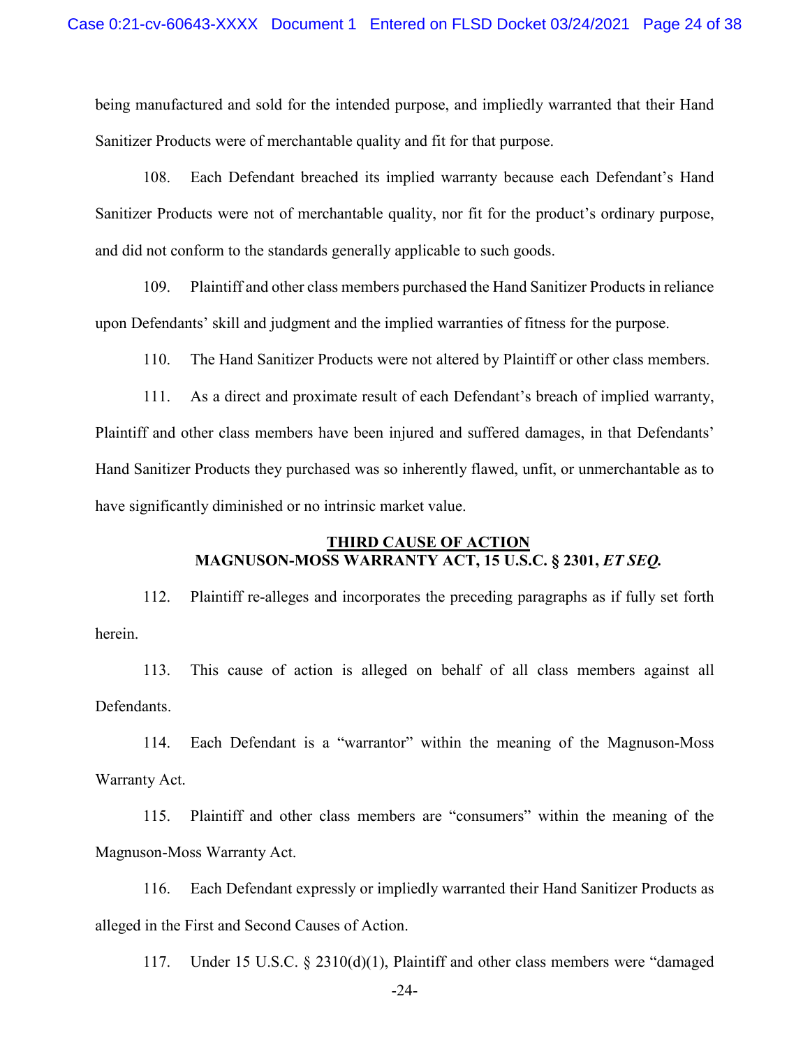being manufactured and sold for the intended purpose, and impliedly warranted that their Hand Sanitizer Products were of merchantable quality and fit for that purpose.

108. Each Defendant breached its implied warranty because each Defendant's Hand Sanitizer Products were not of merchantable quality, nor fit for the product's ordinary purpose, and did not conform to the standards generally applicable to such goods.

109. Plaintiff and other class members purchased the Hand Sanitizer Products in reliance upon Defendants' skill and judgment and the implied warranties of fitness for the purpose.

110. The Hand Sanitizer Products were not altered by Plaintiff or other class members.

111. As a direct and proximate result of each Defendant's breach of implied warranty, Plaintiff and other class members have been injured and suffered damages, in that Defendants' Hand Sanitizer Products they purchased was so inherently flawed, unfit, or unmerchantable as to have significantly diminished or no intrinsic market value.

## THIRD CAUSE OF ACTION
## MAGNUSON-MOSS WARRANTY ACT, 15 U.S.C. § 2301, *ET SEQ.*

112. Plaintiff re-alleges and incorporates the preceding paragraphs as if fully set forth herein.

113. This cause of action is alleged on behalf of all class members against all Defendants.

114. Each Defendant is a "warrantor" within the meaning of the Magnuson-Moss Warranty Act.

115. Plaintiff and other class members are "consumers" within the meaning of the Magnuson-Moss Warranty Act.

116. Each Defendant expressly or impliedly warranted their Hand Sanitizer Products as alleged in the First and Second Causes of Action.

117. Under 15 U.S.C. § 2310(d)(1), Plaintiff and other class members were "damaged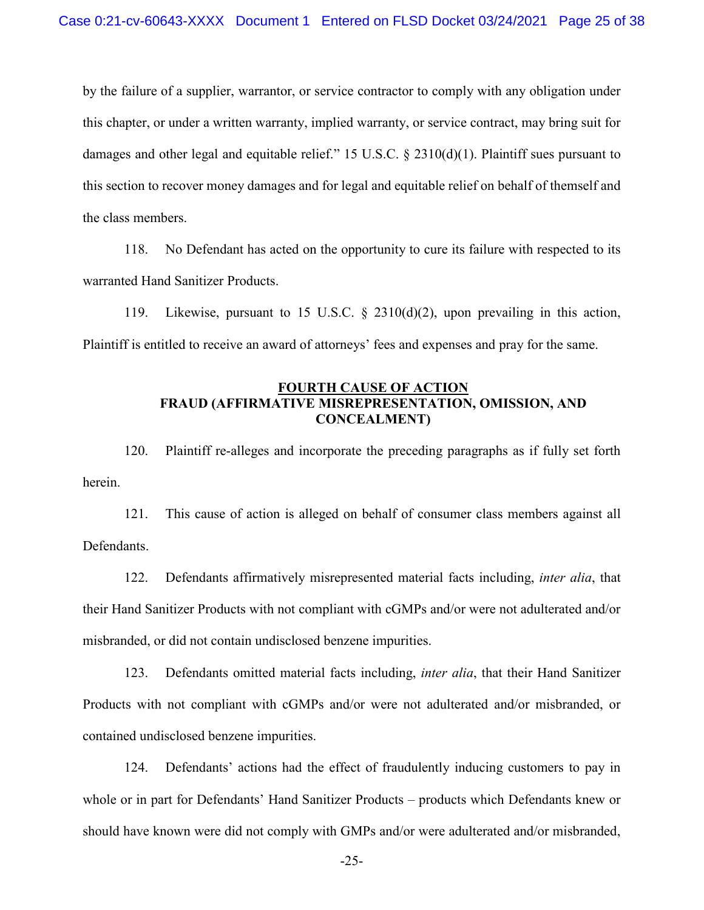by the failure of a supplier, warrantor, or service contractor to comply with any obligation under this chapter, or under a written warranty, implied warranty, or service contract, may bring suit for damages and other legal and equitable relief." 15 U.S.C. § 2310(d)(1). Plaintiff sues pursuant to this section to recover money damages and for legal and equitable relief on behalf of themself and the class members.

118. No Defendant has acted on the opportunity to cure its failure with respected to its warranted Hand Sanitizer Products.

119. Likewise, pursuant to 15 U.S.C. § 2310(d)(2), upon prevailing in this action, Plaintiff is entitled to receive an award of attorneys' fees and expenses and pray for the same.

## <u>FOURTH CAUSE OF ACTION</u>
## FRAUD (AFFIRMATIVE MISREPRESENTATION, OMISSION, AND CONCEALMENT)

120. Plaintiff re-alleges and incorporate the preceding paragraphs as if fully set forth herein.

121. This cause of action is alleged on behalf of consumer class members against all Defendants.

122. Defendants affirmatively misrepresented material facts including, *inter alia*, that their Hand Sanitizer Products with not compliant with cGMPs and/or were not adulterated and/or misbranded, or did not contain undisclosed benzene impurities.

123. Defendants omitted material facts including, *inter alia*, that their Hand Sanitizer Products with not compliant with cGMPs and/or were not adulterated and/or misbranded, or contained undisclosed benzene impurities.

124. Defendants' actions had the effect of fraudulently inducing customers to pay in whole or in part for Defendants' Hand Sanitizer Products – products which Defendants knew or should have known were did not comply with GMPs and/or were adulterated and/or misbranded,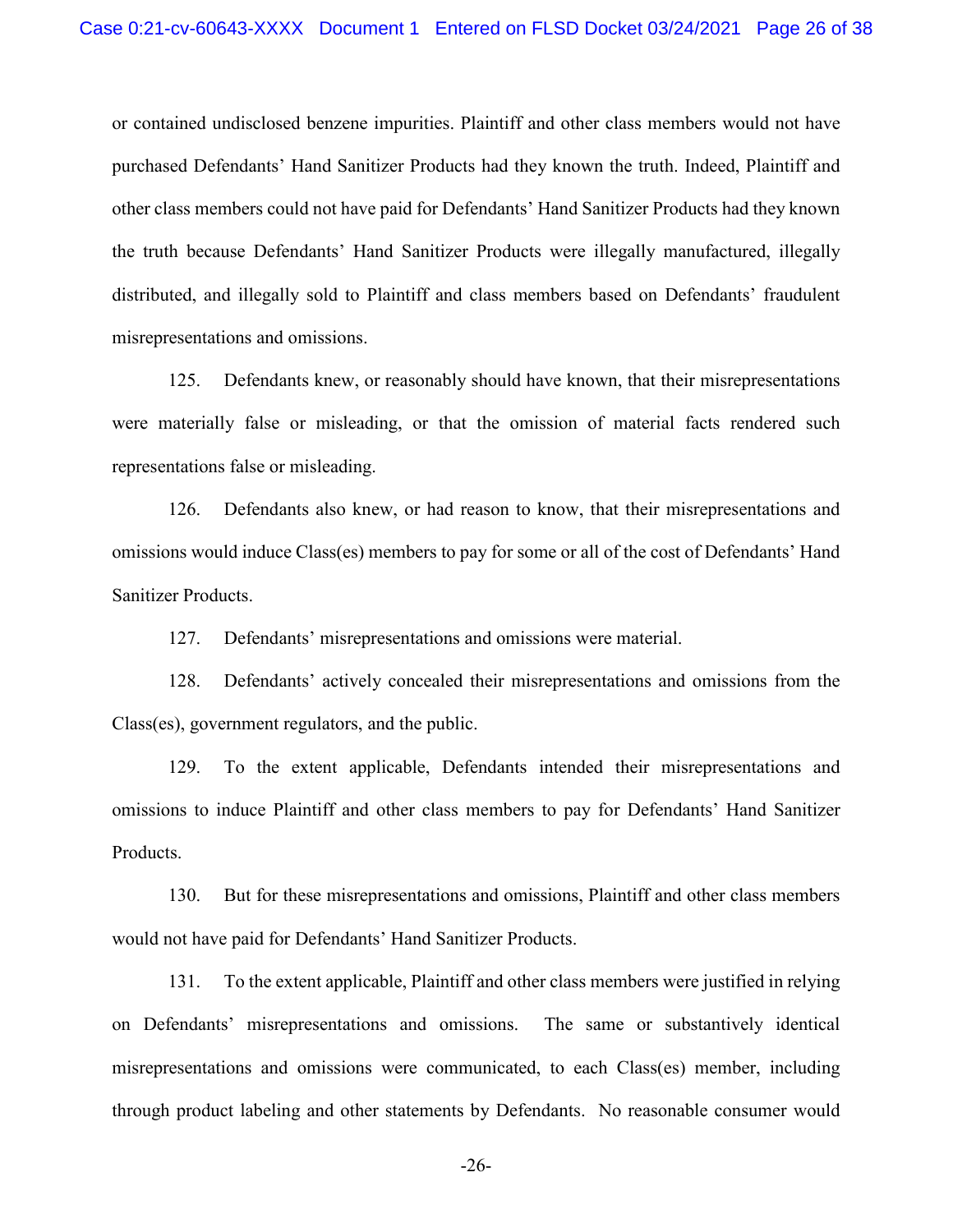or contained undisclosed benzene impurities. Plaintiff and other class members would not have purchased Defendants' Hand Sanitizer Products had they known the truth. Indeed, Plaintiff and other class members could not have paid for Defendants' Hand Sanitizer Products had they known the truth because Defendants' Hand Sanitizer Products were illegally manufactured, illegally distributed, and illegally sold to Plaintiff and class members based on Defendants' fraudulent misrepresentations and omissions.

125. Defendants knew, or reasonably should have known, that their misrepresentations were materially false or misleading, or that the omission of material facts rendered such representations false or misleading.

126. Defendants also knew, or had reason to know, that their misrepresentations and omissions would induce Class(es) members to pay for some or all of the cost of Defendants' Hand Sanitizer Products.

127. Defendants' misrepresentations and omissions were material.

128. Defendants' actively concealed their misrepresentations and omissions from the Class(es), government regulators, and the public.

129. To the extent applicable, Defendants intended their misrepresentations and omissions to induce Plaintiff and other class members to pay for Defendants' Hand Sanitizer Products.

130. But for these misrepresentations and omissions, Plaintiff and other class members would not have paid for Defendants' Hand Sanitizer Products.

131. To the extent applicable, Plaintiff and other class members were justified in relying on Defendants' misrepresentations and omissions. The same or substantively identical misrepresentations and omissions were communicated, to each Class(es) member, including through product labeling and other statements by Defendants. No reasonable consumer would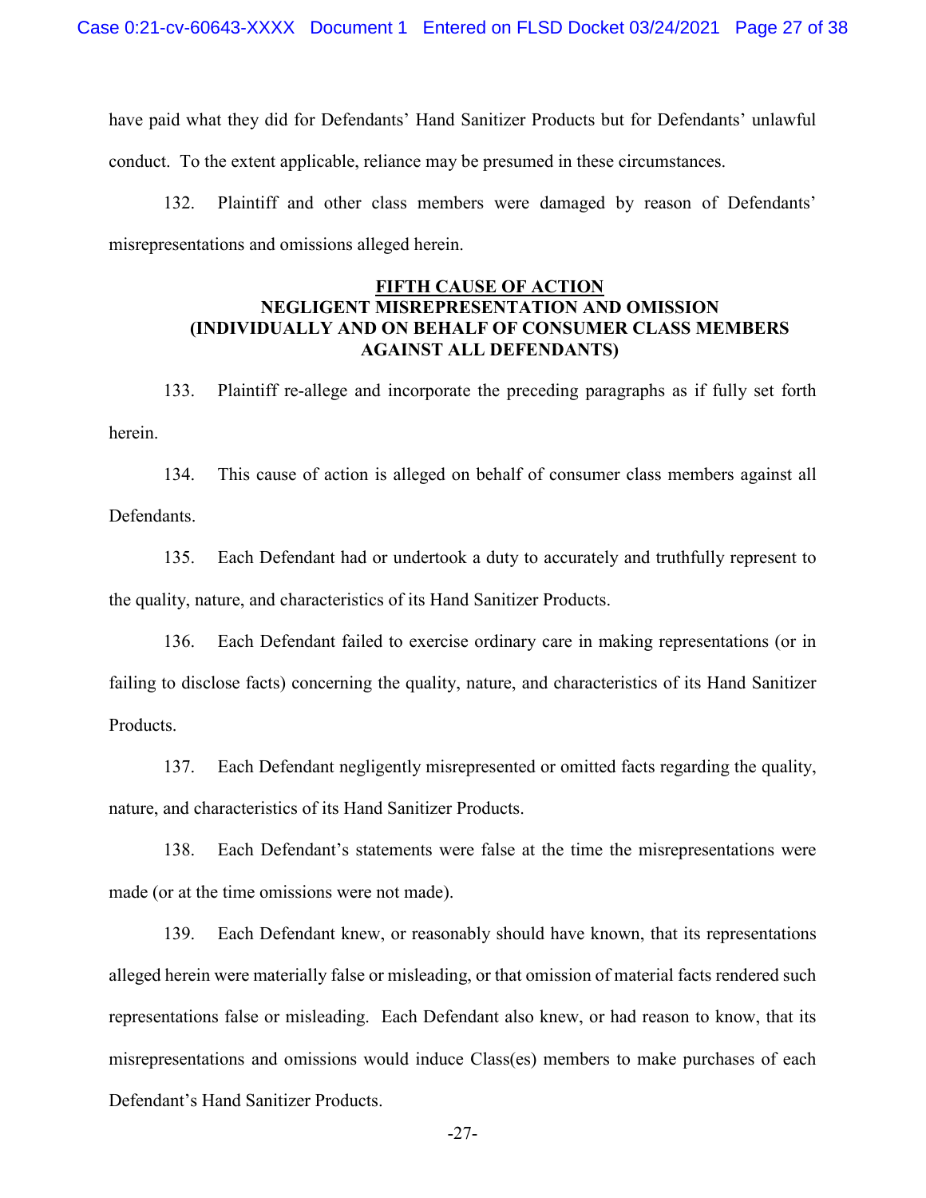have paid what they did for Defendants' Hand Sanitizer Products but for Defendants' unlawful conduct. To the extent applicable, reliance may be presumed in these circumstances.

132. Plaintiff and other class members were damaged by reason of Defendants' misrepresentations and omissions alleged herein.

**FIFTH CAUSE OF ACTION**
**NEGLIGENT MISREPRESENTATION AND OMISSION**
**(INDIVIDUALLY AND ON BEHALF OF CONSUMER CLASS MEMBERS AGAINST ALL DEFENDANTS)**

133. Plaintiff re-allege and incorporate the preceding paragraphs as if fully set forth herein.

134. This cause of action is alleged on behalf of consumer class members against all Defendants.

135. Each Defendant had or undertook a duty to accurately and truthfully represent to the quality, nature, and characteristics of its Hand Sanitizer Products.

136. Each Defendant failed to exercise ordinary care in making representations (or in failing to disclose facts) concerning the quality, nature, and characteristics of its Hand Sanitizer Products.

137. Each Defendant negligently misrepresented or omitted facts regarding the quality, nature, and characteristics of its Hand Sanitizer Products.

138. Each Defendant's statements were false at the time the misrepresentations were made (or at the time omissions were not made).

139. Each Defendant knew, or reasonably should have known, that its representations alleged herein were materially false or misleading, or that omission of material facts rendered such representations false or misleading. Each Defendant also knew, or had reason to know, that its misrepresentations and omissions would induce Class(es) members to make purchases of each Defendant's Hand Sanitizer Products.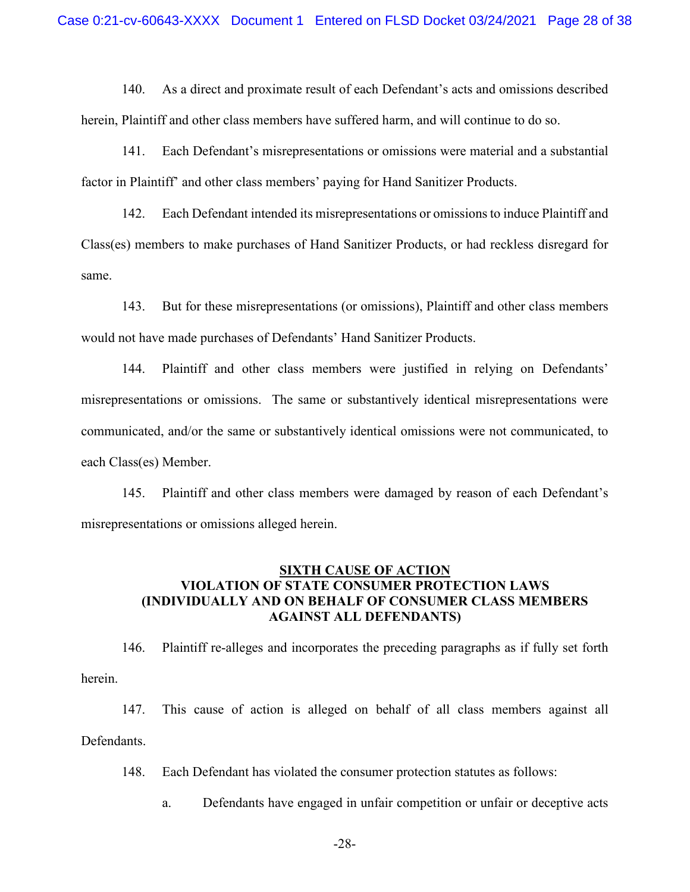140. As a direct and proximate result of each Defendant's acts and omissions described herein, Plaintiff and other class members have suffered harm, and will continue to do so.

141. Each Defendant's misrepresentations or omissions were material and a substantial factor in Plaintiff' and other class members' paying for Hand Sanitizer Products.

142. Each Defendant intended its misrepresentations or omissions to induce Plaintiff and Class(es) members to make purchases of Hand Sanitizer Products, or had reckless disregard for same.

143. But for these misrepresentations (or omissions), Plaintiff and other class members would not have made purchases of Defendants' Hand Sanitizer Products.

144. Plaintiff and other class members were justified in relying on Defendants' misrepresentations or omissions. The same or substantively identical misrepresentations were communicated, and/or the same or substantively identical omissions were not communicated, to each Class(es) Member.

145. Plaintiff and other class members were damaged by reason of each Defendant's misrepresentations or omissions alleged herein.

## SIXTH CAUSE OF ACTION
## VIOLATION OF STATE CONSUMER PROTECTION LAWS (INDIVIDUALLY AND ON BEHALF OF CONSUMER CLASS MEMBERS AGAINST ALL DEFENDANTS)

146. Plaintiff re-alleges and incorporates the preceding paragraphs as if fully set forth herein.

147. This cause of action is alleged on behalf of all class members against all Defendants.

148. Each Defendant has violated the consumer protection statutes as follows:

a. Defendants have engaged in unfair competition or unfair or deceptive acts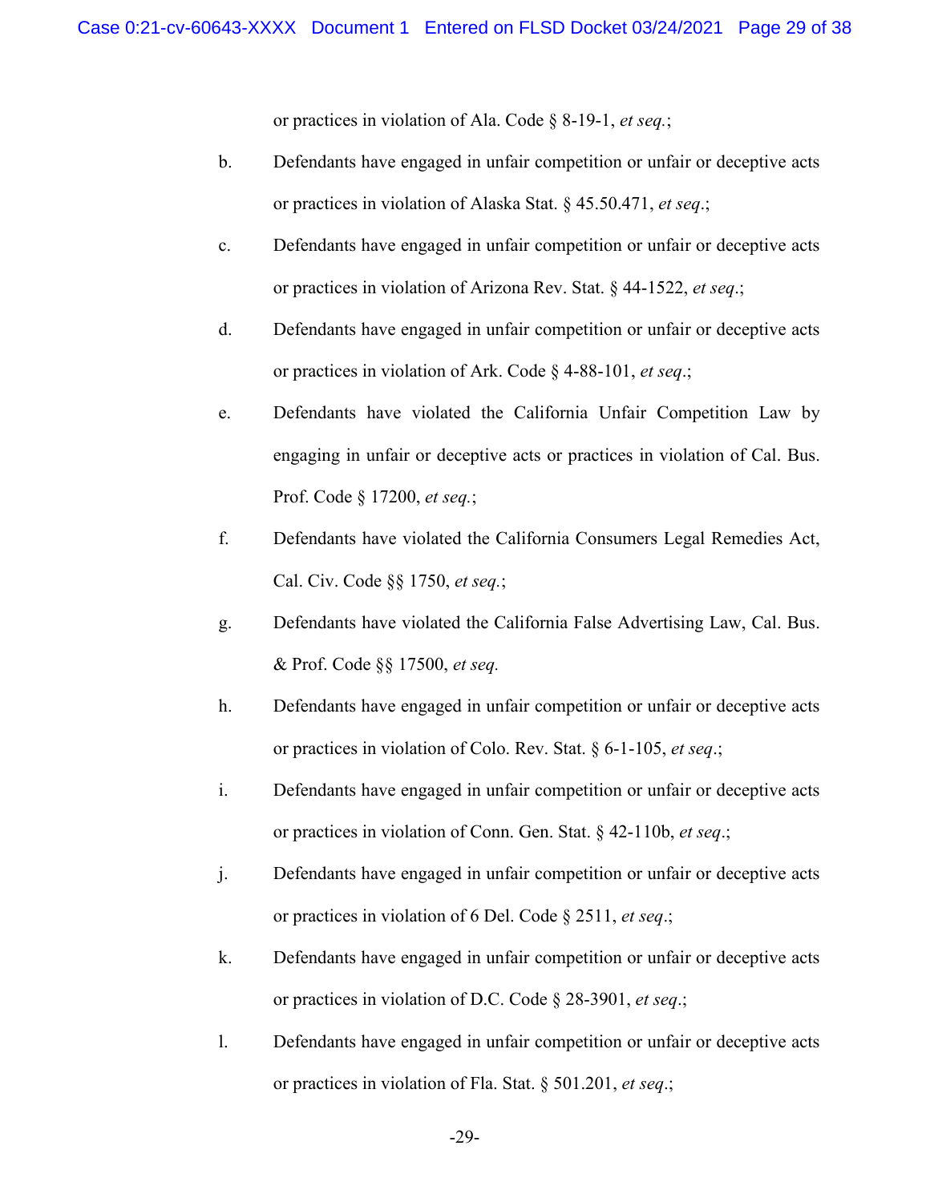or practices in violation of Ala. Code § 8-19-1, *et seq.*;

b. Defendants have engaged in unfair competition or unfair or deceptive acts or practices in violation of Alaska Stat. § 45.50.471, *et seq*.;

c. Defendants have engaged in unfair competition or unfair or deceptive acts or practices in violation of Arizona Rev. Stat. § 44-1522, *et seq*.;

d. Defendants have engaged in unfair competition or unfair or deceptive acts or practices in violation of Ark. Code § 4-88-101, *et seq*.;

e. Defendants have violated the California Unfair Competition Law by engaging in unfair or deceptive acts or practices in violation of Cal. Bus. Prof. Code § 17200, *et seq.*;

f. Defendants have violated the California Consumers Legal Remedies Act, Cal. Civ. Code §§ 1750, *et seq.*;

g. Defendants have violated the California False Advertising Law, Cal. Bus. & Prof. Code §§ 17500, *et seq.*

h. Defendants have engaged in unfair competition or unfair or deceptive acts or practices in violation of Colo. Rev. Stat. § 6-1-105, *et seq*.;

i. Defendants have engaged in unfair competition or unfair or deceptive acts or practices in violation of Conn. Gen. Stat. § 42-110b, *et seq*.;

j. Defendants have engaged in unfair competition or unfair or deceptive acts or practices in violation of 6 Del. Code § 2511, *et seq*.;

k. Defendants have engaged in unfair competition or unfair or deceptive acts or practices in violation of D.C. Code § 28-3901, *et seq*.;

l. Defendants have engaged in unfair competition or unfair or deceptive acts or practices in violation of Fla. Stat. § 501.201, *et seq*.;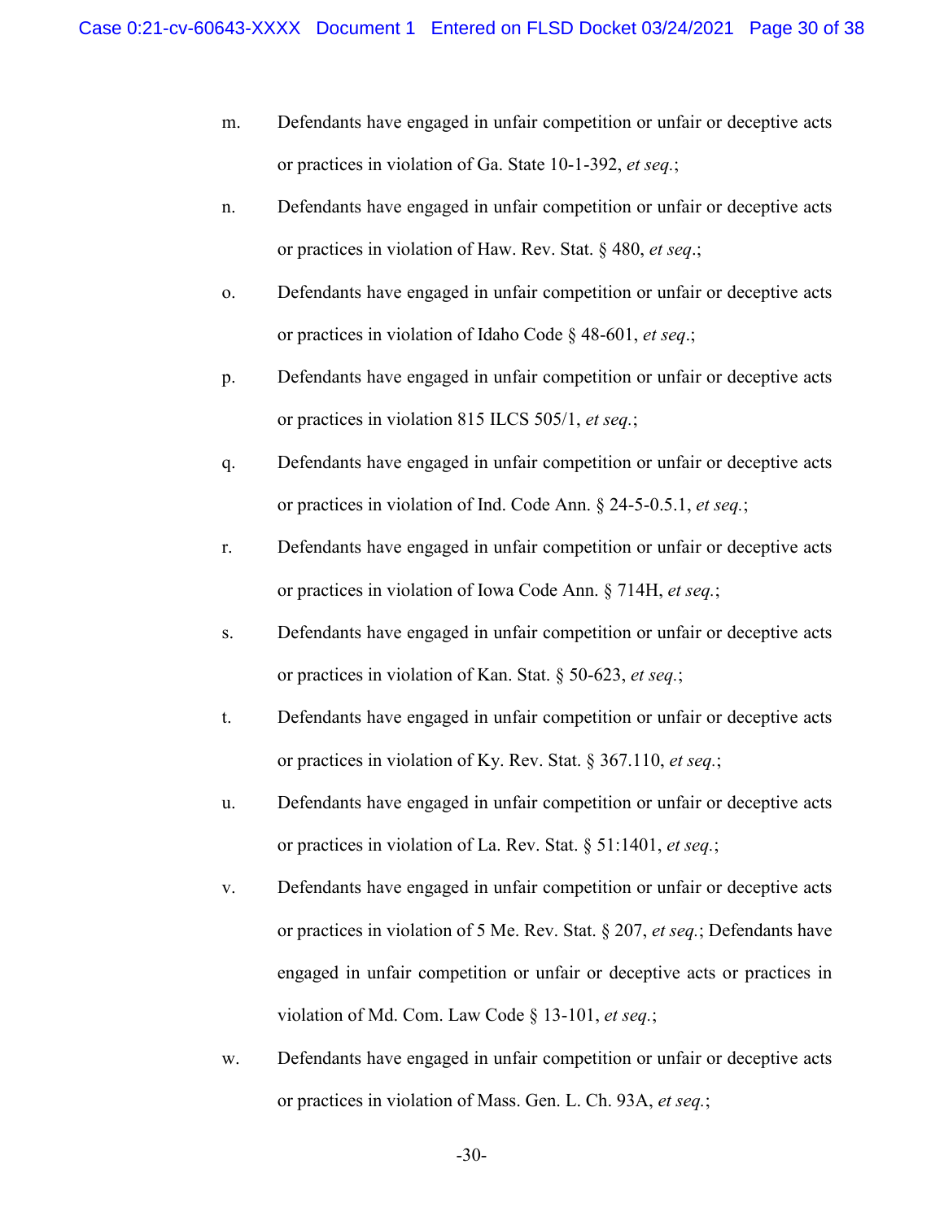m. Defendants have engaged in unfair competition or unfair or deceptive acts or practices in violation of Ga. State 10-1-392, *et seq.*;

n. Defendants have engaged in unfair competition or unfair or deceptive acts or practices in violation of Haw. Rev. Stat. § 480, *et seq*.;

o. Defendants have engaged in unfair competition or unfair or deceptive acts or practices in violation of Idaho Code § 48-601, *et seq*.;

p. Defendants have engaged in unfair competition or unfair or deceptive acts or practices in violation 815 ILCS 505/1, *et seq.*;

q. Defendants have engaged in unfair competition or unfair or deceptive acts or practices in violation of Ind. Code Ann. § 24-5-0.5.1, *et seq.*;

r. Defendants have engaged in unfair competition or unfair or deceptive acts or practices in violation of Iowa Code Ann. § 714H, *et seq.*;

s. Defendants have engaged in unfair competition or unfair or deceptive acts or practices in violation of Kan. Stat. § 50-623, *et seq.*;

t. Defendants have engaged in unfair competition or unfair or deceptive acts or practices in violation of Ky. Rev. Stat. § 367.110, *et seq.*;

u. Defendants have engaged in unfair competition or unfair or deceptive acts or practices in violation of La. Rev. Stat. § 51:1401, *et seq.*;

v. Defendants have engaged in unfair competition or unfair or deceptive acts or practices in violation of 5 Me. Rev. Stat. § 207, *et seq.*; Defendants have engaged in unfair competition or unfair or deceptive acts or practices in violation of Md. Com. Law Code § 13-101, *et seq.*;

w. Defendants have engaged in unfair competition or unfair or deceptive acts or practices in violation of Mass. Gen. L. Ch. 93A, *et seq.*;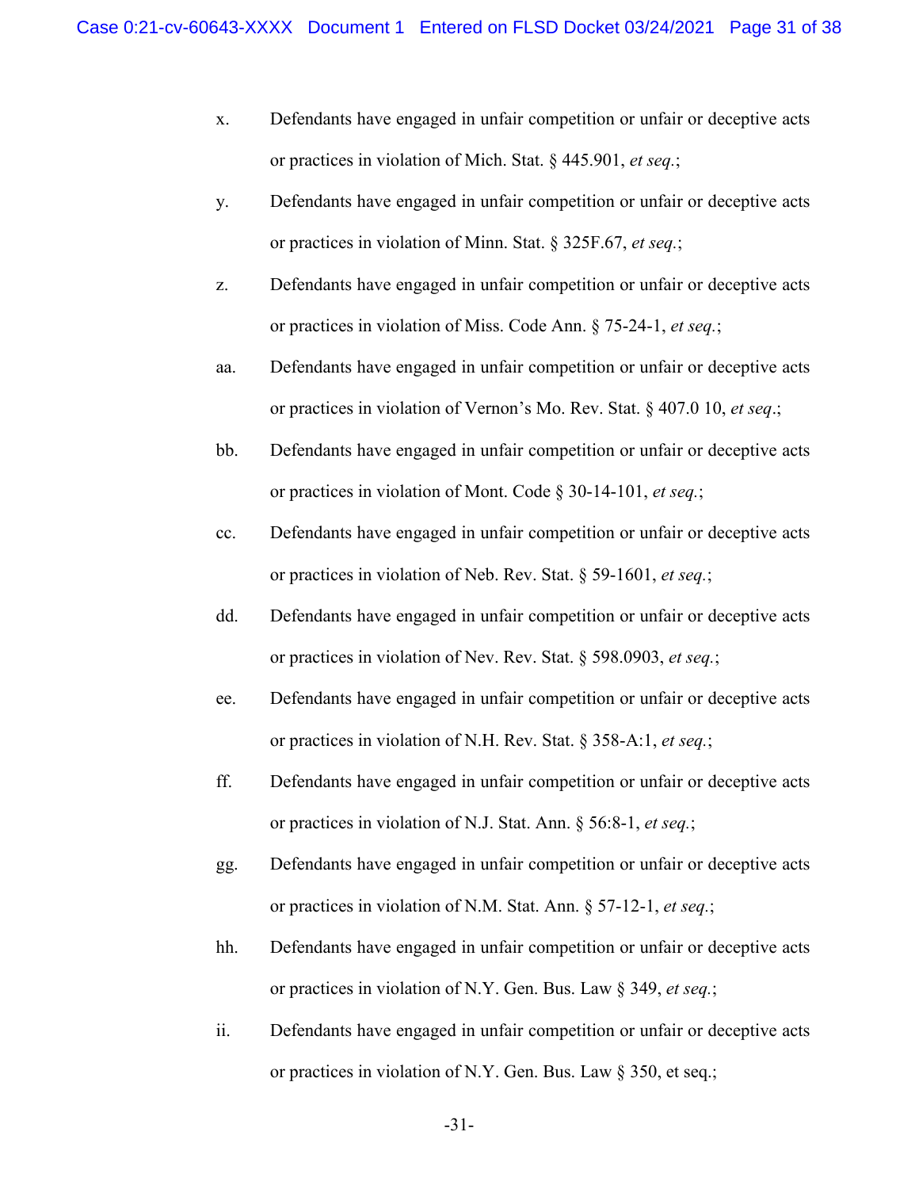x. Defendants have engaged in unfair competition or unfair or deceptive acts or practices in violation of Mich. Stat. § 445.901, *et seq.*;

y. Defendants have engaged in unfair competition or unfair or deceptive acts or practices in violation of Minn. Stat. § 325F.67, *et seq.*;

z. Defendants have engaged in unfair competition or unfair or deceptive acts or practices in violation of Miss. Code Ann. § 75-24-1, *et seq.*;

aa. Defendants have engaged in unfair competition or unfair or deceptive acts or practices in violation of Vernon's Mo. Rev. Stat. § 407.0 10, *et seq*.;

bb. Defendants have engaged in unfair competition or unfair or deceptive acts or practices in violation of Mont. Code § 30-14-101, *et seq.*;

cc. Defendants have engaged in unfair competition or unfair or deceptive acts or practices in violation of Neb. Rev. Stat. § 59-1601, *et seq.*;

dd. Defendants have engaged in unfair competition or unfair or deceptive acts or practices in violation of Nev. Rev. Stat. § 598.0903, *et seq.*;

ee. Defendants have engaged in unfair competition or unfair or deceptive acts or practices in violation of N.H. Rev. Stat. § 358-A:1, *et seq.*;

ff. Defendants have engaged in unfair competition or unfair or deceptive acts or practices in violation of N.J. Stat. Ann. § 56:8-1, *et seq.*;

gg. Defendants have engaged in unfair competition or unfair or deceptive acts or practices in violation of N.M. Stat. Ann. § 57-12-1, *et seq.*;

hh. Defendants have engaged in unfair competition or unfair or deceptive acts or practices in violation of N.Y. Gen. Bus. Law § 349, *et seq.*;

ii. Defendants have engaged in unfair competition or unfair or deceptive acts or practices in violation of N.Y. Gen. Bus. Law § 350, et seq.;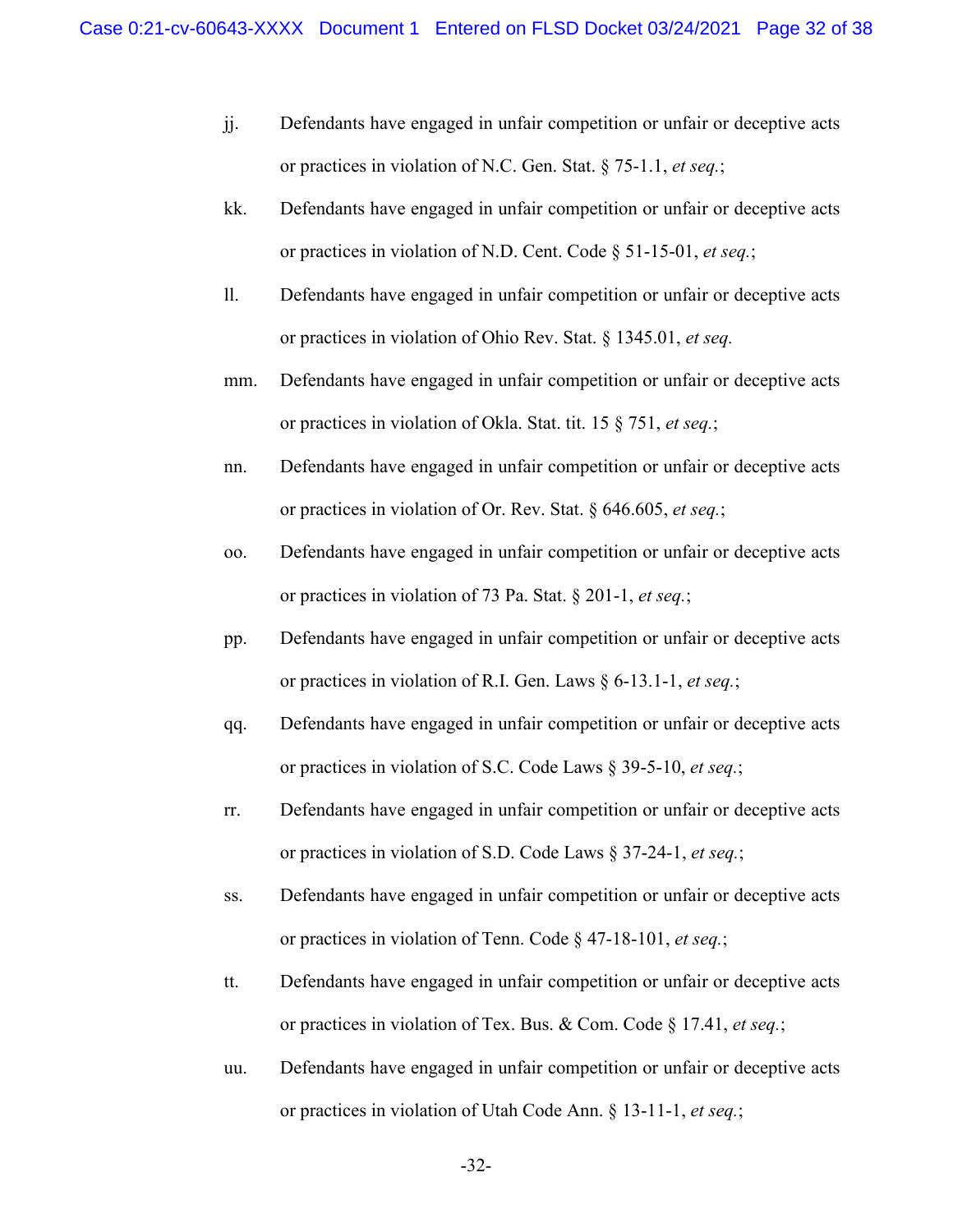jj. Defendants have engaged in unfair competition or unfair or deceptive acts or practices in violation of N.C. Gen. Stat. § 75-1.1, *et seq.*;

kk. Defendants have engaged in unfair competition or unfair or deceptive acts or practices in violation of N.D. Cent. Code § 51-15-01, *et seq.*;

ll. Defendants have engaged in unfair competition or unfair or deceptive acts or practices in violation of Ohio Rev. Stat. § 1345.01, *et seq.*

mm. Defendants have engaged in unfair competition or unfair or deceptive acts or practices in violation of Okla. Stat. tit. 15 § 751, *et seq.*;

nn. Defendants have engaged in unfair competition or unfair or deceptive acts or practices in violation of Or. Rev. Stat. § 646.605, *et seq.*;

oo. Defendants have engaged in unfair competition or unfair or deceptive acts or practices in violation of 73 Pa. Stat. § 201-1, *et seq.*;

pp. Defendants have engaged in unfair competition or unfair or deceptive acts or practices in violation of R.I. Gen. Laws § 6-13.1-1, *et seq.*;

qq. Defendants have engaged in unfair competition or unfair or deceptive acts or practices in violation of S.C. Code Laws § 39-5-10, *et seq.*;

rr. Defendants have engaged in unfair competition or unfair or deceptive acts or practices in violation of S.D. Code Laws § 37-24-1, *et seq.*;

ss. Defendants have engaged in unfair competition or unfair or deceptive acts or practices in violation of Tenn. Code § 47-18-101, *et seq.*;

tt. Defendants have engaged in unfair competition or unfair or deceptive acts or practices in violation of Tex. Bus. & Com. Code § 17.41, *et seq.*;

uu. Defendants have engaged in unfair competition or unfair or deceptive acts or practices in violation of Utah Code Ann. § 13-11-1, *et seq.*;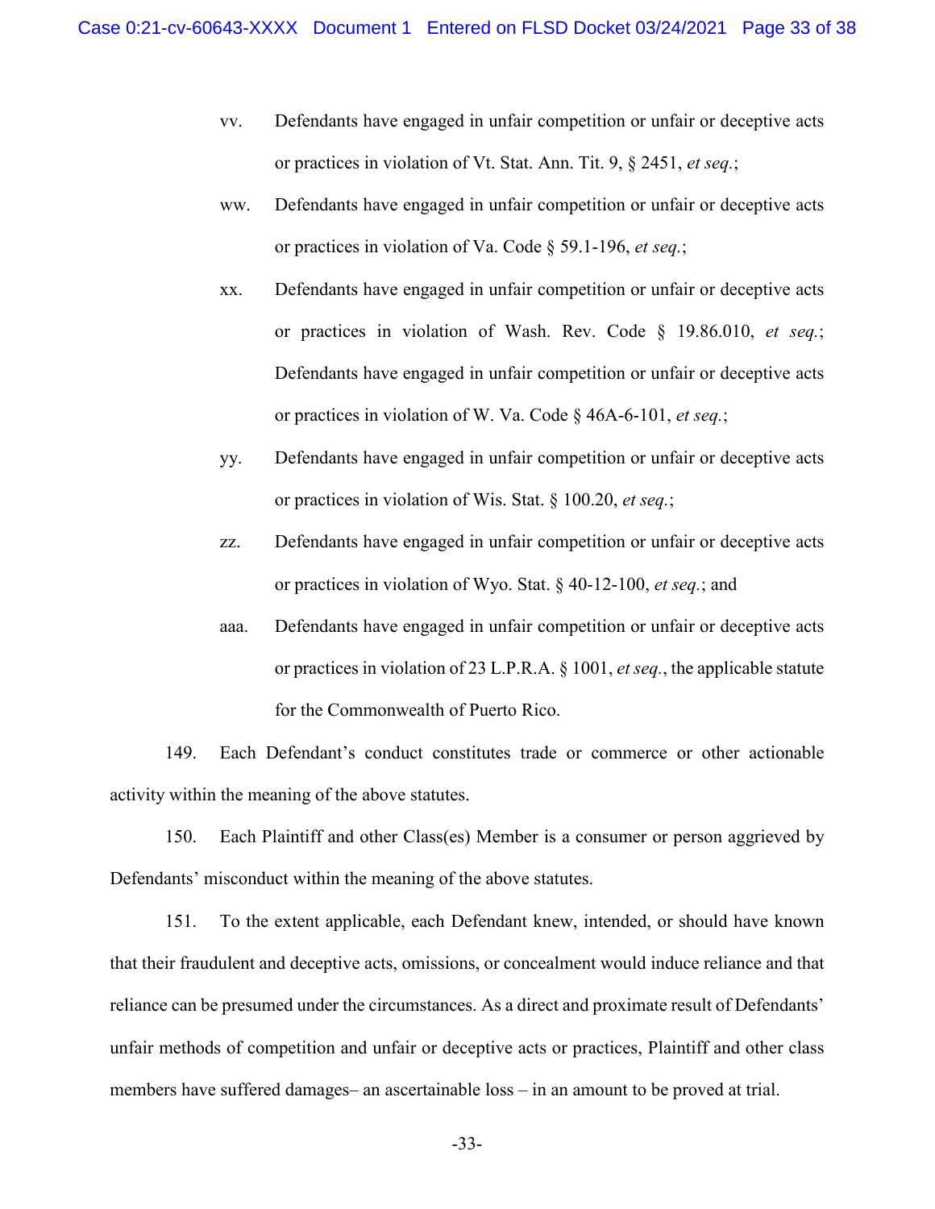vv. Defendants have engaged in unfair competition or unfair or deceptive acts or practices in violation of Vt. Stat. Ann. Tit. 9, § 2451, *et seq.*;

ww. Defendants have engaged in unfair competition or unfair or deceptive acts or practices in violation of Va. Code § 59.1-196, *et seq.*;

xx. Defendants have engaged in unfair competition or unfair or deceptive acts or practices in violation of Wash. Rev. Code § 19.86.010, *et seq.*; Defendants have engaged in unfair competition or unfair or deceptive acts or practices in violation of W. Va. Code § 46A-6-101, *et seq.*;

yy. Defendants have engaged in unfair competition or unfair or deceptive acts or practices in violation of Wis. Stat. § 100.20, *et seq.*;

zz. Defendants have engaged in unfair competition or unfair or deceptive acts or practices in violation of Wyo. Stat. § 40-12-100, *et seq.*; and

aaa. Defendants have engaged in unfair competition or unfair or deceptive acts or practices in violation of 23 L.P.R.A. § 1001, *et seq.*, the applicable statute for the Commonwealth of Puerto Rico.

149. Each Defendant's conduct constitutes trade or commerce or other actionable activity within the meaning of the above statutes.

150. Each Plaintiff and other Class(es) Member is a consumer or person aggrieved by Defendants' misconduct within the meaning of the above statutes.

151. To the extent applicable, each Defendant knew, intended, or should have known that their fraudulent and deceptive acts, omissions, or concealment would induce reliance and that reliance can be presumed under the circumstances. As a direct and proximate result of Defendants' unfair methods of competition and unfair or deceptive acts or practices, Plaintiff and other class members have suffered damages– an ascertainable loss – in an amount to be proved at trial.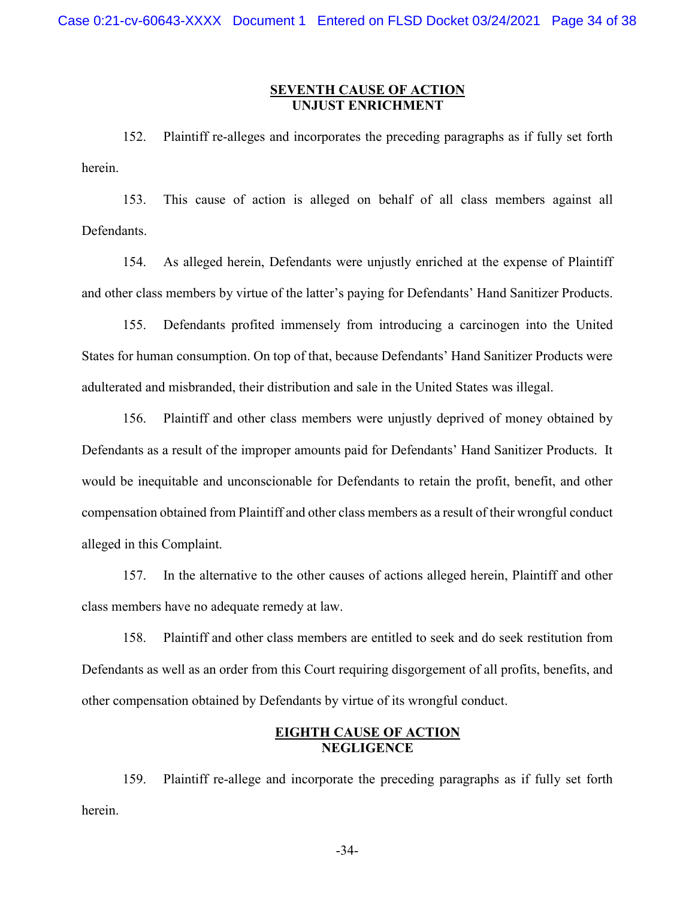## SEVENTH CAUSE OF ACTION
## UNJUST ENRICHMENT

152. Plaintiff re-alleges and incorporates the preceding paragraphs as if fully set forth herein.

153. This cause of action is alleged on behalf of all class members against all Defendants.

154. As alleged herein, Defendants were unjustly enriched at the expense of Plaintiff and other class members by virtue of the latter's paying for Defendants' Hand Sanitizer Products.

155. Defendants profited immensely from introducing a carcinogen into the United States for human consumption. On top of that, because Defendants' Hand Sanitizer Products were adulterated and misbranded, their distribution and sale in the United States was illegal.

156. Plaintiff and other class members were unjustly deprived of money obtained by Defendants as a result of the improper amounts paid for Defendants' Hand Sanitizer Products. It would be inequitable and unconscionable for Defendants to retain the profit, benefit, and other compensation obtained from Plaintiff and other class members as a result of their wrongful conduct alleged in this Complaint.

157. In the alternative to the other causes of actions alleged herein, Plaintiff and other class members have no adequate remedy at law.

158. Plaintiff and other class members are entitled to seek and do seek restitution from Defendants as well as an order from this Court requiring disgorgement of all profits, benefits, and other compensation obtained by Defendants by virtue of its wrongful conduct.

## EIGHTH CAUSE OF ACTION
## NEGLIGENCE

159. Plaintiff re-allege and incorporate the preceding paragraphs as if fully set forth herein.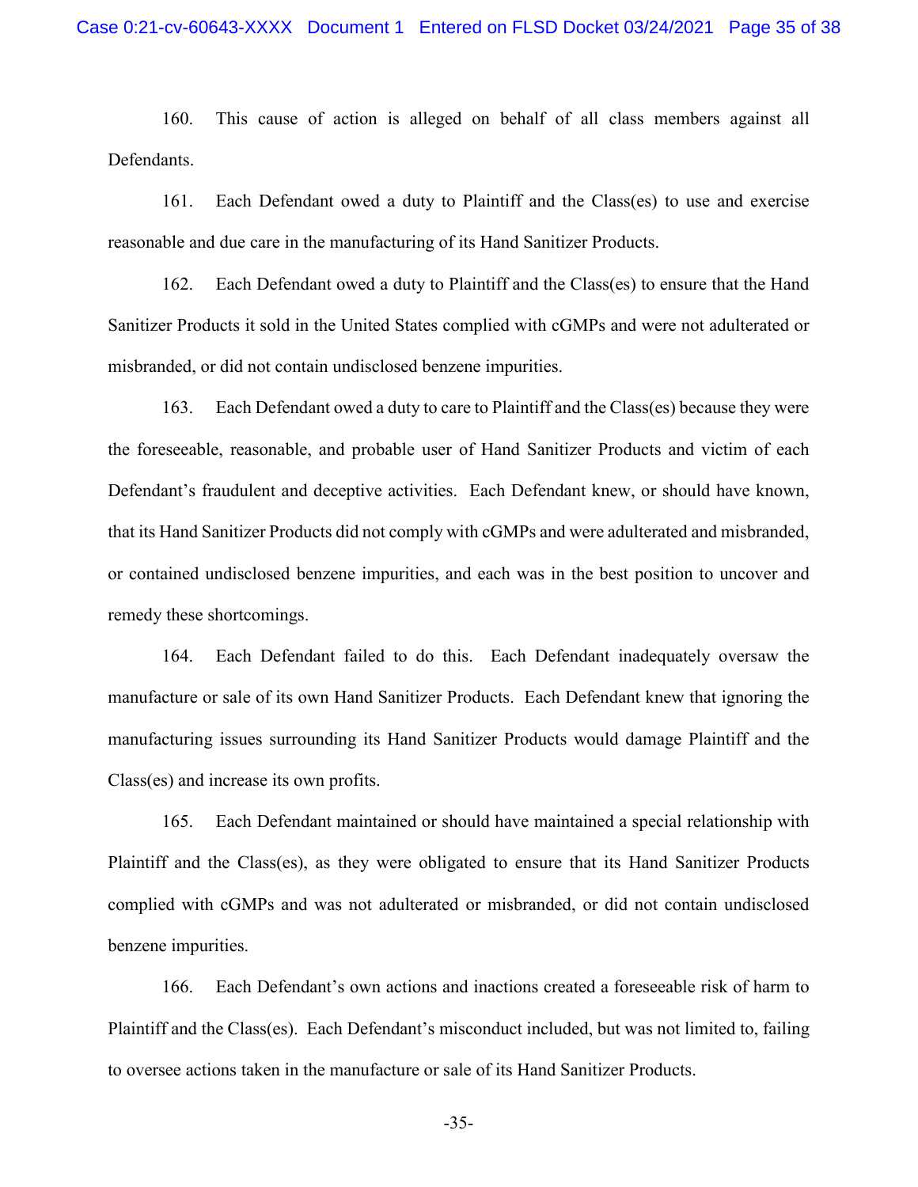160. This cause of action is alleged on behalf of all class members against all Defendants.

161. Each Defendant owed a duty to Plaintiff and the Class(es) to use and exercise reasonable and due care in the manufacturing of its Hand Sanitizer Products.

162. Each Defendant owed a duty to Plaintiff and the Class(es) to ensure that the Hand Sanitizer Products it sold in the United States complied with cGMPs and were not adulterated or misbranded, or did not contain undisclosed benzene impurities.

163. Each Defendant owed a duty to care to Plaintiff and the Class(es) because they were the foreseeable, reasonable, and probable user of Hand Sanitizer Products and victim of each Defendant's fraudulent and deceptive activities. Each Defendant knew, or should have known, that its Hand Sanitizer Products did not comply with cGMPs and were adulterated and misbranded, or contained undisclosed benzene impurities, and each was in the best position to uncover and remedy these shortcomings.

164. Each Defendant failed to do this. Each Defendant inadequately oversaw the manufacture or sale of its own Hand Sanitizer Products. Each Defendant knew that ignoring the manufacturing issues surrounding its Hand Sanitizer Products would damage Plaintiff and the Class(es) and increase its own profits.

165. Each Defendant maintained or should have maintained a special relationship with Plaintiff and the Class(es), as they were obligated to ensure that its Hand Sanitizer Products complied with cGMPs and was not adulterated or misbranded, or did not contain undisclosed benzene impurities.

166. Each Defendant's own actions and inactions created a foreseeable risk of harm to Plaintiff and the Class(es). Each Defendant's misconduct included, but was not limited to, failing to oversee actions taken in the manufacture or sale of its Hand Sanitizer Products.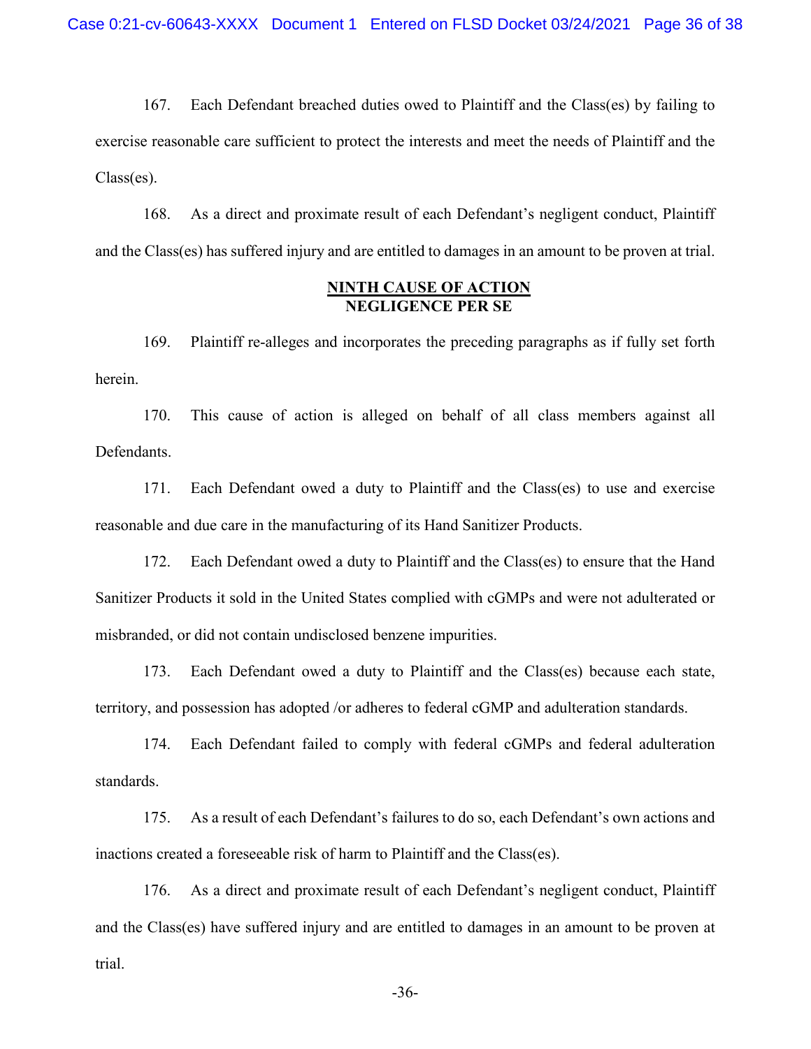167. Each Defendant breached duties owed to Plaintiff and the Class(es) by failing to exercise reasonable care sufficient to protect the interests and meet the needs of Plaintiff and the Class(es).

168. As a direct and proximate result of each Defendant's negligent conduct, Plaintiff and the Class(es) has suffered injury and are entitled to damages in an amount to be proven at trial.

## NINTH CAUSE OF ACTION
## NEGLIGENCE PER SE

169. Plaintiff re-alleges and incorporates the preceding paragraphs as if fully set forth herein.

170. This cause of action is alleged on behalf of all class members against all Defendants.

171. Each Defendant owed a duty to Plaintiff and the Class(es) to use and exercise reasonable and due care in the manufacturing of its Hand Sanitizer Products.

172. Each Defendant owed a duty to Plaintiff and the Class(es) to ensure that the Hand Sanitizer Products it sold in the United States complied with cGMPs and were not adulterated or misbranded, or did not contain undisclosed benzene impurities.

173. Each Defendant owed a duty to Plaintiff and the Class(es) because each state, territory, and possession has adopted /or adheres to federal cGMP and adulteration standards.

174. Each Defendant failed to comply with federal cGMPs and federal adulteration standards.

175. As a result of each Defendant's failures to do so, each Defendant's own actions and inactions created a foreseeable risk of harm to Plaintiff and the Class(es).

176. As a direct and proximate result of each Defendant's negligent conduct, Plaintiff and the Class(es) have suffered injury and are entitled to damages in an amount to be proven at trial.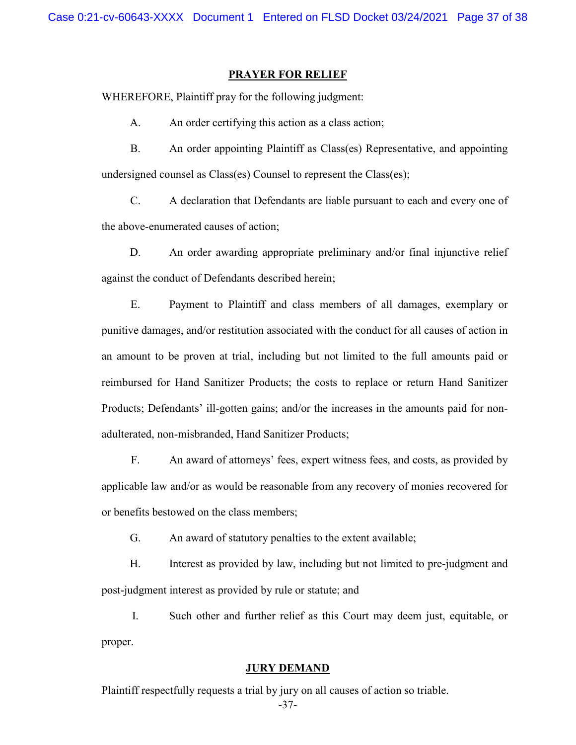## PRAYER FOR RELIEF

WHEREFORE, Plaintiff pray for the following judgment:

A. An order certifying this action as a class action;

B. An order appointing Plaintiff as Class(es) Representative, and appointing undersigned counsel as Class(es) Counsel to represent the Class(es);

C. A declaration that Defendants are liable pursuant to each and every one of the above-enumerated causes of action;

D. An order awarding appropriate preliminary and/or final injunctive relief against the conduct of Defendants described herein;

E. Payment to Plaintiff and class members of all damages, exemplary or punitive damages, and/or restitution associated with the conduct for all causes of action in an amount to be proven at trial, including but not limited to the full amounts paid or reimbursed for Hand Sanitizer Products; the costs to replace or return Hand Sanitizer Products; Defendants' ill-gotten gains; and/or the increases in the amounts paid for non-adulterated, non-misbranded, Hand Sanitizer Products;

F. An award of attorneys' fees, expert witness fees, and costs, as provided by applicable law and/or as would be reasonable from any recovery of monies recovered for or benefits bestowed on the class members;

G. An award of statutory penalties to the extent available;

H. Interest as provided by law, including but not limited to pre-judgment and post-judgment interest as provided by rule or statute; and

I. Such other and further relief as this Court may deem just, equitable, or proper.

## JURY DEMAND

Plaintiff respectfully requests a trial by jury on all causes of action so triable.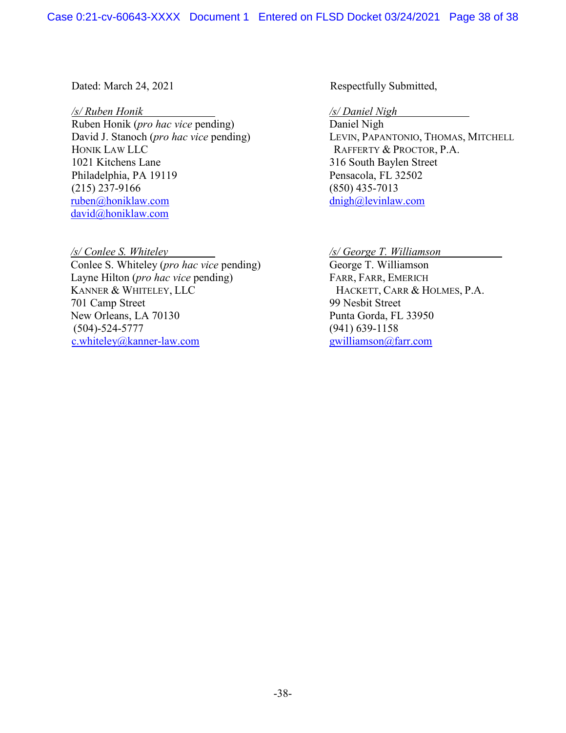Dated: March 24, 2021

Respectfully Submitted,

*/s/ Ruben Honik*
Ruben Honik (*pro hac vice* pending)
David J. Stanoch (*pro hac vice* pending)
HONIK LAW LLC
1021 Kitchens Lane
Philadelphia, PA 19119
(215) 237-9166
ruben@honiklaw.com
david@honiklaw.com

*/s/ Daniel Nigh*
Daniel Nigh
LEVIN, PAPANTONIO, THOMAS, MITCHELL RAFFERTY & PROCTOR, P.A.
316 South Baylen Street
Pensacola, FL 32502
(850) 435-7013
dnigh@levinlaw.com

*/s/ Conlee S. Whiteley*
Conlee S. Whiteley (*pro hac vice* pending)
Layne Hilton (*pro hac vice* pending)
KANNER & WHITELEY, LLC
701 Camp Street
New Orleans, LA 70130
(504)-524-5777
c.whiteley@kanner-law.com

*/s/ George T. Williamson*
George T. Williamson
FARR, FARR, EMERICH HACKETT, CARR & HOLMES, P.A.
99 Nesbit Street
Punta Gorda, FL 33950
(941) 639-1158
gwilliamson@farr.com